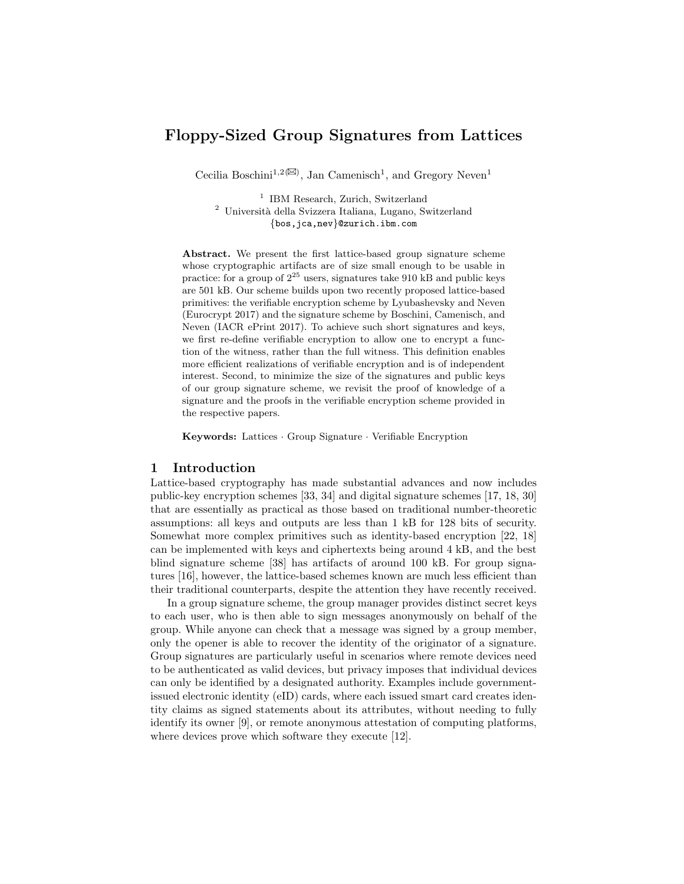# Floppy-Sized Group Signatures from Lattices

Cecilia Boschini[1,2](✉), Jan Camenisch[1], and Gregory Neven[1]

[1] IBM Research, Zurich, Switzerland
[2] Università della Svizzera Italiana, Lugano, Switzerland
{bos,jca,nev}@zurich.ibm.com

**Abstract.** We present the first lattice-based group signature scheme whose cryptographic artifacts are of size small enough to be usable in practice: for a group of $2^{25}$ users, signatures take 910 kB and public keys are 501 kB. Our scheme builds upon two recently proposed lattice-based primitives: the verifiable encryption scheme by Lyubashevsky and Neven (Eurocrypt 2017) and the signature scheme by Boschini, Camenisch, and Neven (IACR ePrint 2017). To achieve such short signatures and keys, we first re-define verifiable encryption to allow one to encrypt a function of the witness, rather than the full witness. This definition enables more efficient realizations of verifiable encryption and is of independent interest. Second, to minimize the size of the signatures and public keys of our group signature scheme, we revisit the proof of knowledge of a signature and the proofs in the verifiable encryption scheme provided in the respective papers.

**Keywords:** Lattices · Group Signature · Verifiable Encryption

## 1 Introduction

Lattice-based cryptography has made substantial advances and now includes public-key encryption schemes [33, 34] and digital signature schemes [17, 18, 30] that are essentially as practical as those based on traditional number-theoretic assumptions: all keys and outputs are less than 1 kB for 128 bits of security. Somewhat more complex primitives such as identity-based encryption [22, 18] can be implemented with keys and ciphertexts being around 4 kB, and the best blind signature scheme [38] has artifacts of around 100 kB. For group signatures [16], however, the lattice-based schemes known are much less efficient than their traditional counterparts, despite the attention they have recently received.

In a group signature scheme, the group manager provides distinct secret keys to each user, who is then able to sign messages anonymously on behalf of the group. While anyone can check that a message was signed by a group member, only the opener is able to recover the identity of the originator of a signature. Group signatures are particularly useful in scenarios where remote devices need to be authenticated as valid devices, but privacy imposes that individual devices can only be identified by a designated authority. Examples include government-issued electronic identity (eID) cards, where each issued smart card creates identity claims as signed statements about its attributes, without needing to fully identify its owner [9], or remote anonymous attestation of computing platforms, where devices prove which software they execute [12].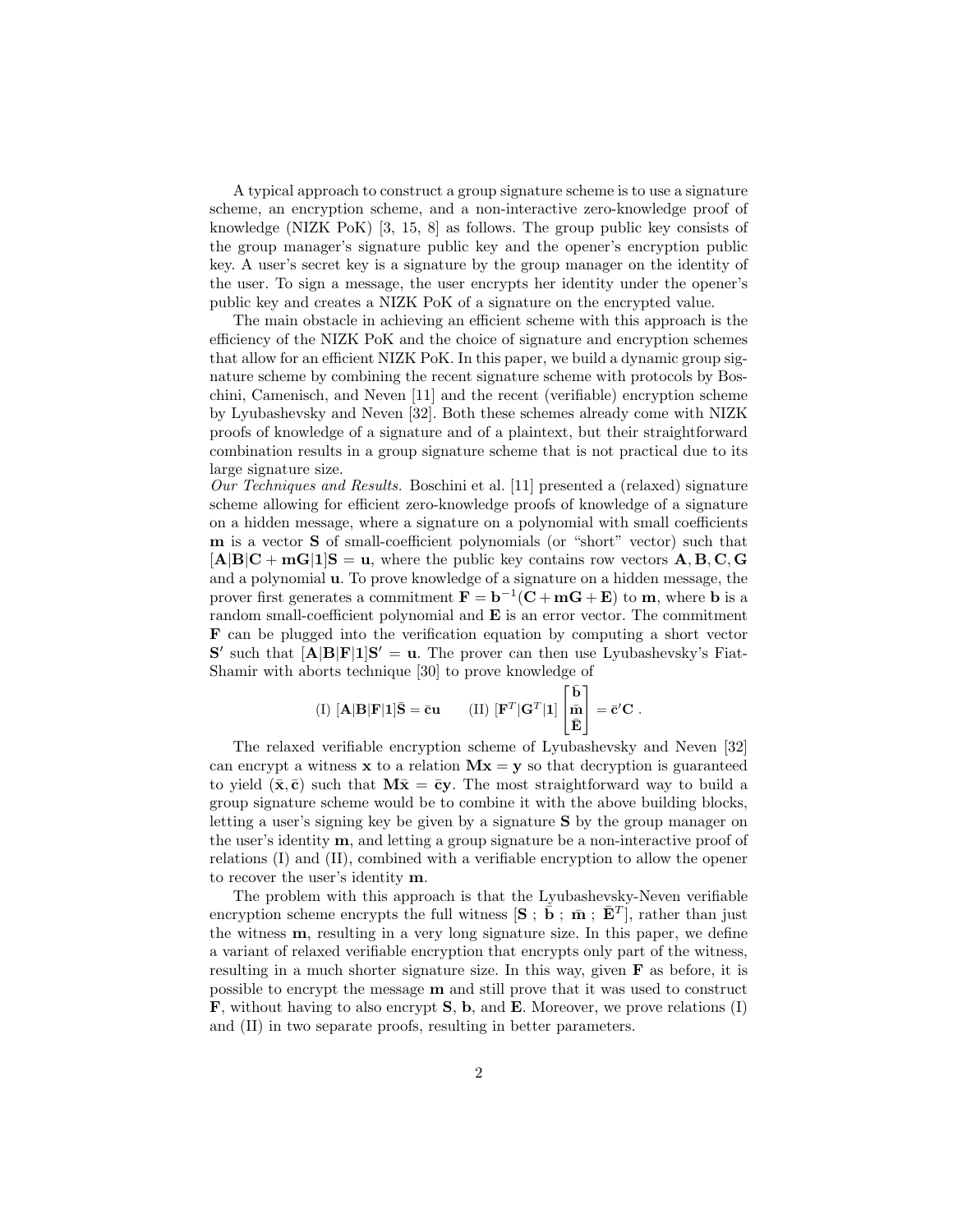A typical approach to construct a group signature scheme is to use a signature scheme, an encryption scheme, and a non-interactive zero-knowledge proof of knowledge (NIZK PoK) [3, 15, 8] as follows. The group public key consists of the group manager's signature public key and the opener's encryption public key. A user's secret key is a signature by the group manager on the identity of the user. To sign a message, the user encrypts her identity under the opener's public key and creates a NIZK PoK of a signature on the encrypted value.

The main obstacle in achieving an efficient scheme with this approach is the efficiency of the NIZK PoK and the choice of signature and encryption schemes that allow for an efficient NIZK PoK. In this paper, we build a dynamic group signature scheme by combining the recent signature scheme with protocols by Boschini, Camenisch, and Neven [11] and the recent (verifiable) encryption scheme by Lyubashevsky and Neven [32]. Both these schemes already come with NIZK proofs of knowledge of a signature and of a plaintext, but their straightforward combination results in a group signature scheme that is not practical due to its large signature size.

*Our Techniques and Results.* Boschini et al. [11] presented a (relaxed) signature scheme allowing for efficient zero-knowledge proofs of knowledge of a signature on a hidden message, where a signature on a polynomial with small coefficients $\mathbf{m}$ is a vector $\mathbf{S}$ of small-coefficient polynomials (or "short" vector) such that $[\mathbf{A}|\mathbf{B}|\mathbf{C}+\mathbf{m}\mathbf{G}|\mathbf{1}]\mathbf{S} = \mathbf{u}$, where the public key contains row vectors $\mathbf{A}, \mathbf{B}, \mathbf{C}, \mathbf{G}$ and a polynomial $\mathbf{u}$. To prove knowledge of a signature on a hidden message, the prover first generates a commitment $\mathbf{F} = \mathbf{b}^{-1}(\mathbf{C} + \mathbf{m}\mathbf{G} + \mathbf{E})$ to $\mathbf{m}$, where $\mathbf{b}$ is a random small-coefficient polynomial and $\mathbf{E}$ is an error vector. The commitment $\mathbf{F}$ can be plugged into the verification equation by computing a short vector $\mathbf{S}'$ such that $[\mathbf{A}|\mathbf{B}|\mathbf{F}|\mathbf{1}]\mathbf{S}' = \mathbf{u}$. The prover can then use Lyubashevsky's Fiat-Shamir with aborts technique [30] to prove knowledge of

$$\text{(I) } [\mathbf{A}|\mathbf{B}|\mathbf{F}|\mathbf{1}]\bar{\mathbf{S}} = \bar{\mathbf{c}}\mathbf{u} \qquad \text{(II) } [\mathbf{F}^T|\mathbf{G}^T|\mathbf{1}]\begin{bmatrix}\bar{\mathbf{b}}\\ \bar{\mathbf{m}}\\ \bar{\mathbf{E}}\end{bmatrix} = \bar{\mathbf{c}}'\mathbf{C} .$$

The relaxed verifiable encryption scheme of Lyubashevsky and Neven [32] can encrypt a witness $\mathbf{x}$ to a relation $\mathbf{M}\mathbf{x} = \mathbf{y}$ so that decryption is guaranteed to yield $(\bar{\mathbf{x}}, \bar{\mathbf{c}})$ such that $\mathbf{M}\bar{\mathbf{x}} = \bar{\mathbf{c}}\mathbf{y}$. The most straightforward way to build a group signature scheme would be to combine it with the above building blocks, letting a user's signing key be given by a signature $\mathbf{S}$ by the group manager on the user's identity $\mathbf{m}$, and letting a group signature be a non-interactive proof of relations (I) and (II), combined with a verifiable encryption to allow the opener to recover the user's identity $\mathbf{m}$.

The problem with this approach is that the Lyubashevsky-Neven verifiable encryption scheme encrypts the full witness $[\mathbf{S}\ ;\ \bar{\mathbf{b}}\ ;\ \bar{\mathbf{m}}\ ;\ \bar{\mathbf{E}}^T]$, rather than just the witness $\mathbf{m}$, resulting in a very long signature size. In this paper, we define a variant of relaxed verifiable encryption that encrypts only part of the witness, resulting in a much shorter signature size. In this way, given $\mathbf{F}$ as before, it is possible to encrypt the message $\mathbf{m}$ and still prove that it was used to construct $\mathbf{F}$, without having to also encrypt $\mathbf{S}$, $\mathbf{b}$, and $\mathbf{E}$. Moreover, we prove relations (I) and (II) in two separate proofs, resulting in better parameters.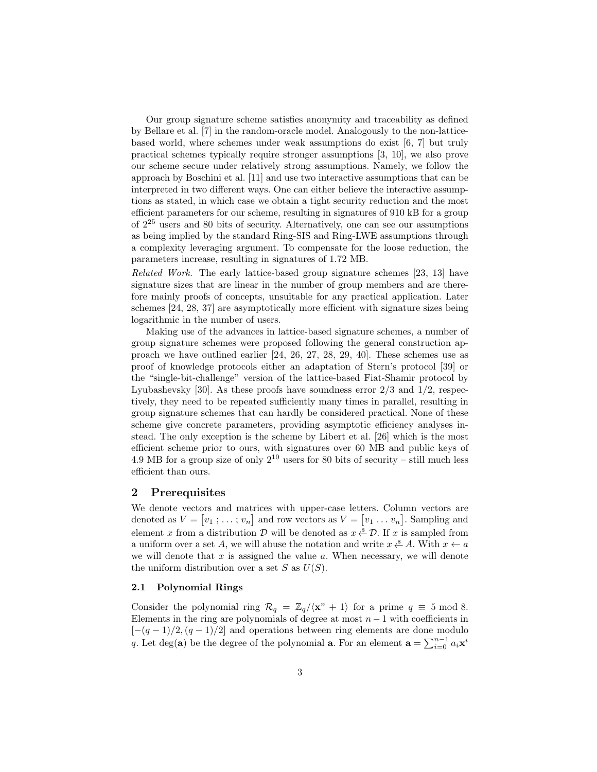Our group signature scheme satisfies anonymity and traceability as defined by Bellare et al. [7] in the random-oracle model. Analogously to the non-lattice-based world, where schemes under weak assumptions do exist [6, 7] but truly practical schemes typically require stronger assumptions [3, 10], we also prove our scheme secure under relatively strong assumptions. Namely, we follow the approach by Boschini et al. [11] and use two interactive assumptions that can be interpreted in two different ways. One can either believe the interactive assumptions as stated, in which case we obtain a tight security reduction and the most efficient parameters for our scheme, resulting in signatures of 910 kB for a group of $2^{25}$ users and 80 bits of security. Alternatively, one can see our assumptions as being implied by the standard Ring-SIS and Ring-LWE assumptions through a complexity leveraging argument. To compensate for the loose reduction, the parameters increase, resulting in signatures of 1.72 MB.

*Related Work.* The early lattice-based group signature schemes [23, 13] have signature sizes that are linear in the number of group members and are therefore mainly proofs of concepts, unsuitable for any practical application. Later schemes [24, 28, 37] are asymptotically more efficient with signature sizes being logarithmic in the number of users.

Making use of the advances in lattice-based signature schemes, a number of group signature schemes were proposed following the general construction approach we have outlined earlier [24, 26, 27, 28, 29, 40]. These schemes use as proof of knowledge protocols either an adaptation of Stern's protocol [39] or the "single-bit-challenge" version of the lattice-based Fiat-Shamir protocol by Lyubashevsky [30]. As these proofs have soundness error 2/3 and 1/2, respectively, they need to be repeated sufficiently many times in parallel, resulting in group signature schemes that can hardly be considered practical. None of these scheme give concrete parameters, providing asymptotic efficiency analyses instead. The only exception is the scheme by Libert et al. [26] which is the most efficient scheme prior to ours, with signatures over 60 MB and public keys of 4.9 MB for a group size of only $2^{10}$ users for 80 bits of security – still much less efficient than ours.

## 2 Prerequisites

We denote vectors and matrices with upper-case letters. Column vectors are denoted as $V = \begin{bmatrix} v_1 \; ; \; \dots \; ; \; v_n \end{bmatrix}$ and row vectors as $V = \begin{bmatrix} v_1 \; \dots \; v_n \end{bmatrix}$. Sampling and element $x$ from a distribution $\mathcal{D}$ will be denoted as $x \overset{\$}{\leftarrow} \mathcal{D}$. If $x$ is sampled from a uniform over a set $A$, we will abuse the notation and write $x \overset{\$}{\leftarrow} A$. With $x \leftarrow a$ we will denote that $x$ is assigned the value $a$. When necessary, we will denote the uniform distribution over a set $S$ as $U(S)$.

### 2.1 Polynomial Rings

Consider the polynomial ring $\mathcal{R}_q = \mathbb{Z}_q/\langle \mathbf{x}^n + 1 \rangle$ for a prime $q \equiv 5 \bmod 8$. Elements in the ring are polynomials of degree at most $n-1$ with coefficients in $[-(q-1)/2, (q-1)/2]$ and operations between ring elements are done modulo $q$. Let $\deg(\mathbf{a})$ be the degree of the polynomial $\mathbf{a}$. For an element $\mathbf{a} = \sum_{i=0}^{n-1} a_i \mathbf{x}^i$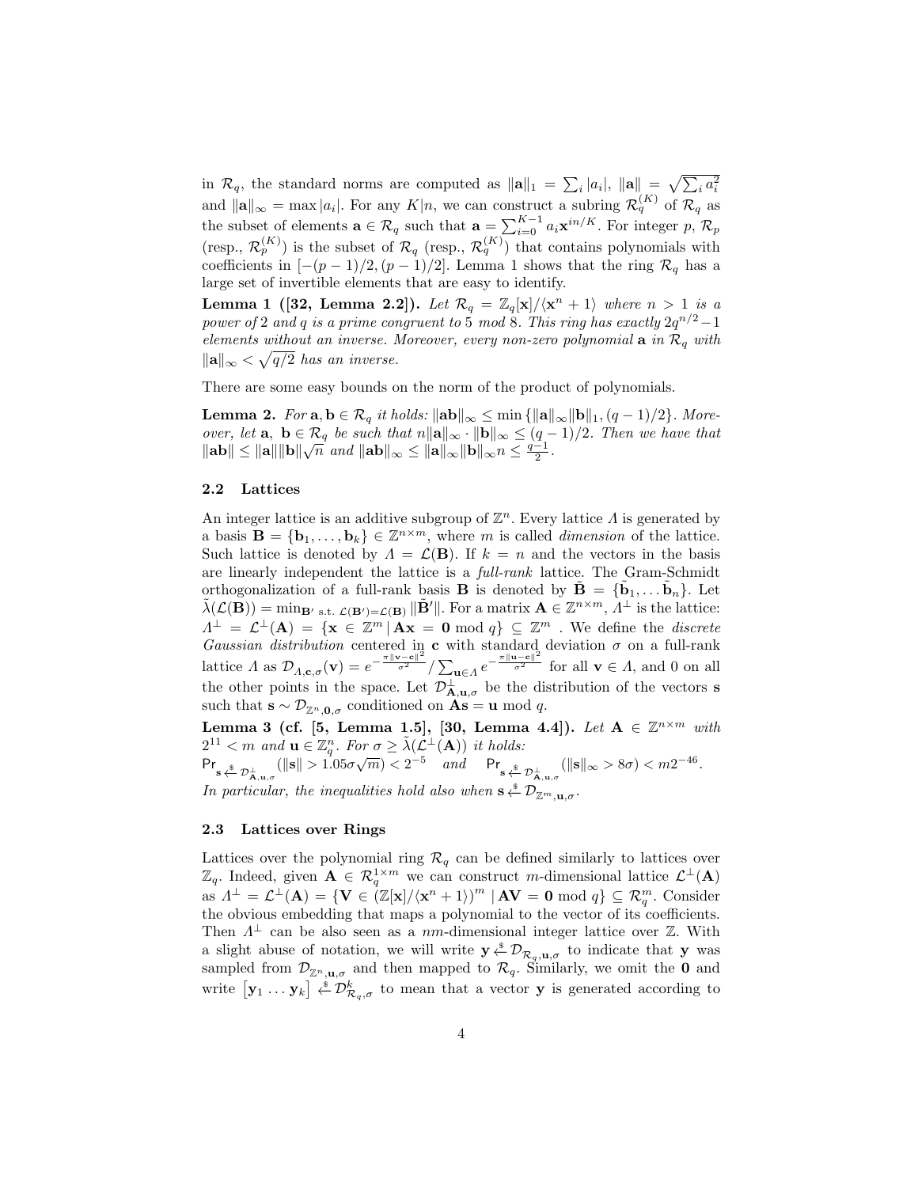in $\mathcal{R}_q$, the standard norms are computed as $\|\mathbf{a}\|_1 = \sum_i |a_i|$, $\|\mathbf{a}\| = \sqrt{\sum_i a_i^2}$ and $\|\mathbf{a}\|_\infty = \max |a_i|$. For any $K|n$, we can construct a subring $\mathcal{R}_q^{(K)}$ of $\mathcal{R}_q$ as the subset of elements $\mathbf{a} \in \mathcal{R}_q$ such that $\mathbf{a} = \sum_{i=0}^{K-1} a_i \mathbf{x}^{in/K}$. For integer $p$, $\mathcal{R}_p$ (resp., $\mathcal{R}_p^{(K)}$) is the subset of $\mathcal{R}_q$ (resp., $\mathcal{R}_q^{(K)}$) that contains polynomials with coefficients in $[-(p-1)/2, (p-1)/2]$. Lemma 1 shows that the ring $\mathcal{R}_q$ has a large set of invertible elements that are easy to identify.

**Lemma 1 ([32, Lemma 2.2]).** *Let $\mathcal{R}_q = \mathbb{Z}_q[\mathbf{x}]/\langle \mathbf{x}^n + 1\rangle$ where $n > 1$ is a power of 2 and $q$ is a prime congruent to 5 mod 8. This ring has exactly $2q^{n/2}-1$ elements without an inverse. Moreover, every non-zero polynomial $\mathbf{a}$ in $\mathcal{R}_q$ with $\|\mathbf{a}\|_\infty < \sqrt{q/2}$ has an inverse.*

There are some easy bounds on the norm of the product of polynomials.

**Lemma 2.** *For $\mathbf{a}, \mathbf{b} \in \mathcal{R}_q$ it holds: $\|\mathbf{ab}\|_\infty \leq \min\{\|\mathbf{a}\|_\infty \|\mathbf{b}\|_1, (q-1)/2\}$. Moreover, let $\mathbf{a}$, $\mathbf{b} \in \mathcal{R}_q$ be such that $n\|\mathbf{a}\|_\infty \cdot \|\mathbf{b}\|_\infty \leq (q-1)/2$. Then we have that $\|\mathbf{ab}\| \leq \|\mathbf{a}\|\|\mathbf{b}\|\sqrt{n}$ and $\|\mathbf{ab}\|_\infty \leq \|\mathbf{a}\|_\infty \|\mathbf{b}\|_\infty n \leq \frac{q-1}{2}$.*

### 2.2 Lattices

An integer lattice is an additive subgroup of $\mathbb{Z}^n$. Every lattice $\Lambda$ is generated by a basis $\mathbf{B} = \{\mathbf{b}_1, \ldots, \mathbf{b}_k\} \in \mathbb{Z}^{n \times m}$, where $m$ is called *dimension* of the lattice. Such lattice is denoted by $\Lambda = \mathcal{L}(\mathbf{B})$. If $k = n$ and the vectors in the basis are linearly independent the lattice is a *full-rank* lattice. The Gram-Schmidt orthogonalization of a full-rank basis $\mathbf{B}$ is denoted by $\tilde{\mathbf{B}} = \{\tilde{\mathbf{b}}_1, \ldots \tilde{\mathbf{b}}_n\}$. Let $\tilde{\lambda}(\mathcal{L}(\mathbf{B})) = \min_{\mathbf{B}' \text{ s.t. } \mathcal{L}(\mathbf{B}')=\mathcal{L}(\mathbf{B})} \|\tilde{\mathbf{B}}'\|$. For a matrix $\mathbf{A} \in \mathbb{Z}^{n \times m}$, $\Lambda^\perp$ is the lattice: $\Lambda^\perp = \mathcal{L}^\perp(\mathbf{A}) = \{\mathbf{x} \in \mathbb{Z}^m \,|\, \mathbf{A}\mathbf{x} = \mathbf{0} \bmod q\} \subseteq \mathbb{Z}^m$ . We define the *discrete Gaussian distribution* centered in $\mathbf{c}$ with standard deviation $\sigma$ on a full-rank lattice $\Lambda$ as $\mathcal{D}_{\Lambda,\mathbf{c},\sigma}(\mathbf{v}) = e^{-\frac{\pi\|\mathbf{v}-\mathbf{c}\|^2}{\sigma^2}} / \sum_{\mathbf{u}\in\Lambda} e^{-\frac{\pi\|\mathbf{u}-\mathbf{c}\|^2}{\sigma^2}}$ for all $\mathbf{v} \in \Lambda$, and 0 on all the other points in the space. Let $\mathcal{D}^\perp_{\mathbf{A},\mathbf{u},\sigma}$ be the distribution of the vectors $\mathbf{s}$ such that $\mathbf{s} \sim \mathcal{D}_{\mathbb{Z}^n,\mathbf{0},\sigma}$ conditioned on $\mathbf{A}\mathbf{s} = \mathbf{u} \bmod q$.

**Lemma 3 (cf. [5, Lemma 1.5], [30, Lemma 4.4]).** *Let $\mathbf{A} \in \mathbb{Z}^{n \times m}$ with $2^{11} < m$ and $\mathbf{u} \in \mathbb{Z}_q^n$. For $\sigma \geq \tilde{\lambda}(\mathcal{L}^\perp(\mathbf{A}))$ it holds:*
$\Pr_{\mathbf{s} \xleftarrow{\$} \mathcal{D}^\perp_{\mathbf{A},\mathbf{u},\sigma}}(\|\mathbf{s}\| > 1.05\sigma\sqrt{m}) < 2^{-5}$ *and* $\Pr_{\mathbf{s} \xleftarrow{\$} \mathcal{D}^\perp_{\mathbf{A},\mathbf{u},\sigma}}(\|\mathbf{s}\|_\infty > 8\sigma) < m2^{-46}$.
*In particular, the inequalities hold also when $\mathbf{s} \xleftarrow{\$} \mathcal{D}_{\mathbb{Z}^m,\mathbf{u},\sigma}$.*

### 2.3 Lattices over Rings

Lattices over the polynomial ring $\mathcal{R}_q$ can be defined similarly to lattices over $\mathbb{Z}_q$. Indeed, given $\mathbf{A} \in \mathcal{R}_q^{1 \times m}$ we can construct $m$-dimensional lattice $\mathcal{L}^\perp(\mathbf{A})$ as $\Lambda^\perp = \mathcal{L}^\perp(\mathbf{A}) = \{\mathbf{V} \in (\mathbb{Z}[\mathbf{x}]/\langle \mathbf{x}^n + 1\rangle)^m \,|\, \mathbf{A}\mathbf{V} = \mathbf{0} \bmod q\} \subseteq \mathcal{R}_q^m$. Consider the obvious embedding that maps a polynomial to the vector of its coefficients. Then $\Lambda^\perp$ can be also seen as a $nm$-dimensional integer lattice over $\mathbb{Z}$. With a slight abuse of notation, we will write $\mathbf{y} \xleftarrow{\$} \mathcal{D}_{\mathcal{R}_q,\mathbf{u},\sigma}$ to indicate that $\mathbf{y}$ was sampled from $\mathcal{D}_{\mathbb{Z}^n,\mathbf{u},\sigma}$ and then mapped to $\mathcal{R}_q$. Similarly, we omit the $\mathbf{0}$ and write $\begin{bmatrix}\mathbf{y}_1 \ldots \mathbf{y}_k\end{bmatrix} \xleftarrow{\$} \mathcal{D}^k_{\mathcal{R}_q,\sigma}$ to mean that a vector $\mathbf{y}$ is generated according to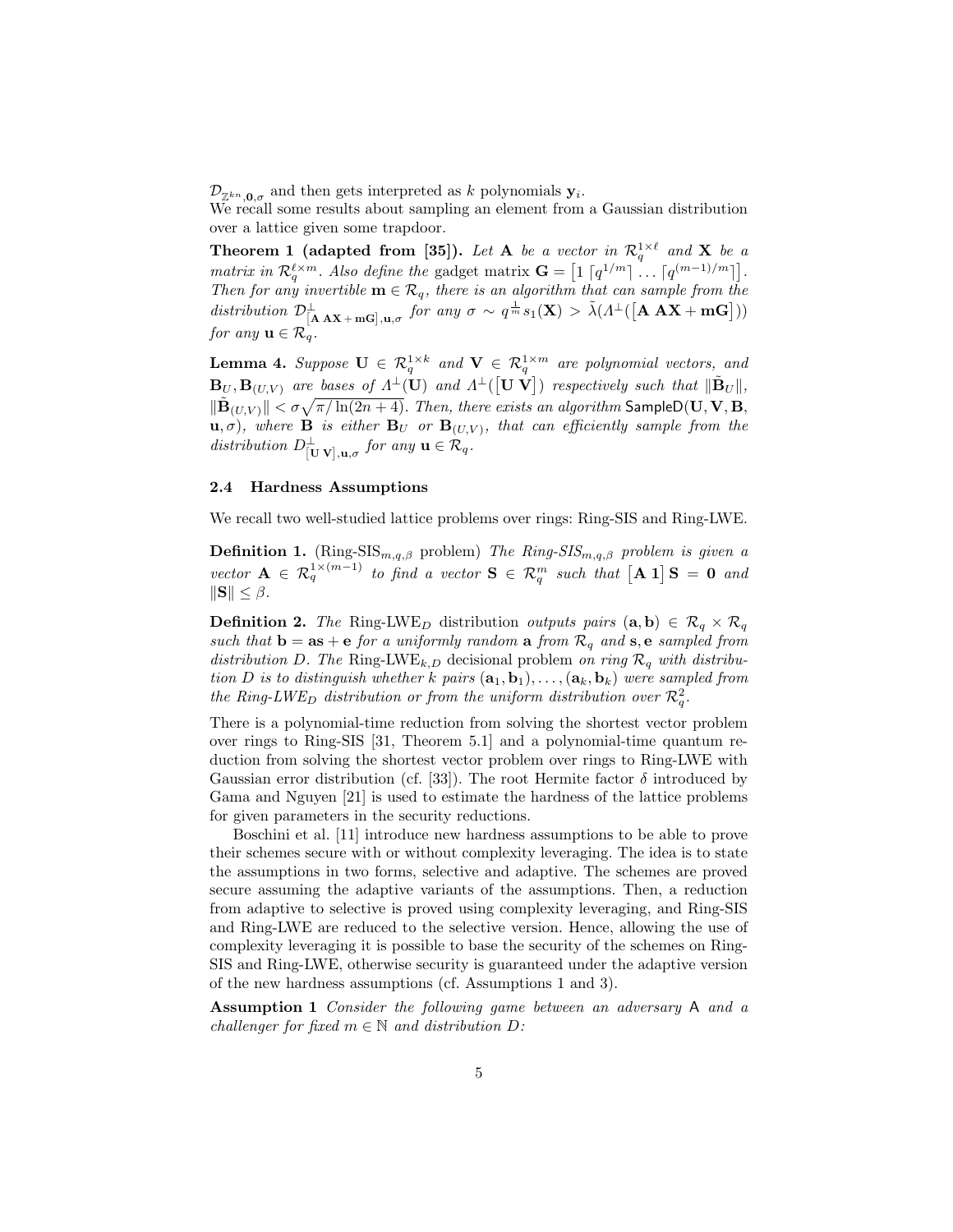$\mathcal{D}_{\mathbb{Z}^{kn},\mathbf{0},\sigma}$ and then gets interpreted as $k$ polynomials $\mathbf{y}_i$.
We recall some results about sampling an element from a Gaussian distribution over a lattice given some trapdoor.

**Theorem 1 (adapted from [35]).** *Let $\mathbf{A}$ be a vector in $\mathcal{R}_q^{1\times \ell}$ and $\mathbf{X}$ be a matrix in $\mathcal{R}_q^{\ell \times m}$. Also define the* gadget matrix $\mathbf{G} = \begin{bmatrix} 1 \ \lceil q^{1/m} \rceil \ \dots \ \lceil q^{(m-1)/m} \rceil \end{bmatrix}$. *Then for any invertible $\mathbf{m} \in \mathcal{R}_q$, there is an algorithm that can sample from the distribution $\mathcal{D}^{\perp}_{[\mathbf{A}\ \mathbf{AX}+\mathbf{mG}],\mathbf{u},\sigma}$ for any $\sigma \sim q^{\frac{1}{m}} s_1(\mathbf{X}) > \tilde{\lambda}(\Lambda^{\perp}([\mathbf{A}\ \mathbf{AX}+\mathbf{mG}]))$ for any $\mathbf{u} \in \mathcal{R}_q$.*

**Lemma 4.** *Suppose $\mathbf{U} \in \mathcal{R}_q^{1\times k}$ and $\mathbf{V} \in \mathcal{R}_q^{1\times m}$ are polynomial vectors, and $\mathbf{B}_U, \mathbf{B}_{(U,V)}$ are bases of $\Lambda^{\perp}(\mathbf{U})$ and $\Lambda^{\perp}([\mathbf{U}\ \mathbf{V}])$ respectively such that $\|\tilde{\mathbf{B}}_U\|$, $\|\tilde{\mathbf{B}}_{(U,V)}\| < \sigma\sqrt{\pi/\ln(2n+4)}$. Then, there exists an algorithm* $\mathsf{SampleD}(\mathbf{U},\mathbf{V},\mathbf{B},\mathbf{u},\sigma)$*, where $\mathbf{B}$ is either $\mathbf{B}_U$ or $\mathbf{B}_{(U,V)}$, that can efficiently sample from the distribution $D^{\perp}_{[\mathbf{U}\ \mathbf{V}],\mathbf{u},\sigma}$ for any $\mathbf{u} \in \mathcal{R}_q$.*

### 2.4 Hardness Assumptions

We recall two well-studied lattice problems over rings: Ring-SIS and Ring-LWE.

**Definition 1.** (Ring-SIS$_{m,q,\beta}$ problem) *The Ring-SIS$_{m,q,\beta}$ problem is given a vector $\mathbf{A} \in \mathcal{R}_q^{1\times(m-1)}$ to find a vector $\mathbf{S} \in \mathcal{R}_q^m$ such that $[\mathbf{A}\ \mathbf{1}]\,\mathbf{S} = \mathbf{0}$ and $\|\mathbf{S}\| \le \beta$.*

**Definition 2.** *The* Ring-LWE$_D$ distribution *outputs pairs $(\mathbf{a},\mathbf{b}) \in \mathcal{R}_q \times \mathcal{R}_q$ such that $\mathbf{b} = \mathbf{as} + \mathbf{e}$ for a uniformly random $\mathbf{a}$ from $\mathcal{R}_q$ and $\mathbf{s},\mathbf{e}$ sampled from distribution $D$. The* Ring-LWE$_{k,D}$ decisional problem *on ring $\mathcal{R}_q$ with distribution $D$ is to distinguish whether $k$ pairs $(\mathbf{a}_1,\mathbf{b}_1),\dots,(\mathbf{a}_k,\mathbf{b}_k)$ were sampled from the Ring-LWE$_D$ distribution or from the uniform distribution over $\mathcal{R}_q^2$.*

There is a polynomial-time reduction from solving the shortest vector problem over rings to Ring-SIS [31, Theorem 5.1] and a polynomial-time quantum reduction from solving the shortest vector problem over rings to Ring-LWE with Gaussian error distribution (cf. [33]). The root Hermite factor $\delta$ introduced by Gama and Nguyen [21] is used to estimate the hardness of the lattice problems for given parameters in the security reductions.

Boschini et al. [11] introduce new hardness assumptions to be able to prove their schemes secure with or without complexity leveraging. The idea is to state the assumptions in two forms, selective and adaptive. The schemes are proved secure assuming the adaptive variants of the assumptions. Then, a reduction from adaptive to selective is proved using complexity leveraging, and Ring-SIS and Ring-LWE are reduced to the selective version. Hence, allowing the use of complexity leveraging it is possible to base the security of the schemes on Ring-SIS and Ring-LWE, otherwise security is guaranteed under the adaptive version of the new hardness assumptions (cf. Assumptions 1 and 3).

**Assumption 1** *Consider the following game between an adversary* $\mathsf{A}$ *and a challenger for fixed $m \in \mathbb{N}$ and distribution $D$:*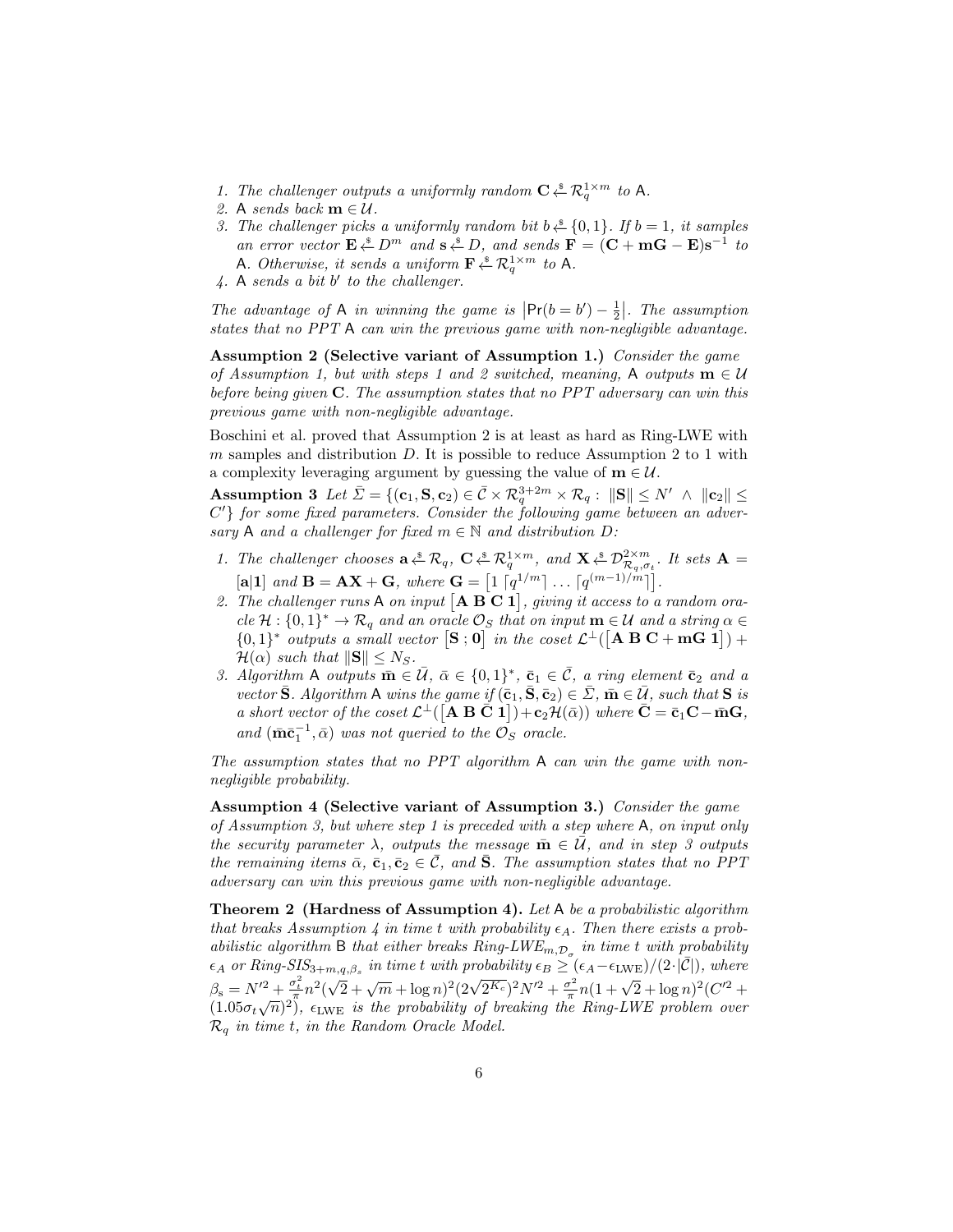1. *The challenger outputs a uniformly random* $\mathbf{C} \xleftarrow{\$} \mathcal{R}_q^{1\times m}$ *to* $\mathsf{A}$.
2. $\mathsf{A}$ *sends back* $\mathbf{m} \in \mathcal{U}$.
3. *The challenger picks a uniformly random bit* $b \xleftarrow{\$} \{0,1\}$. *If* $b = 1$, *it samples an error vector* $\mathbf{E} \xleftarrow{\$} D^m$ *and* $\mathbf{s} \xleftarrow{\$} D$, *and sends* $\mathbf{F} = (\mathbf{C} + \mathbf{m}\mathbf{G} - \mathbf{E})\mathbf{s}^{-1}$ *to* $\mathsf{A}$. *Otherwise, it sends a uniform* $\mathbf{F} \xleftarrow{\$} \mathcal{R}_q^{1\times m}$ *to* $\mathsf{A}$.
4. $\mathsf{A}$ *sends a bit* $b'$ *to the challenger.*

*The advantage of* $\mathsf{A}$ *in winning the game is* $\left|\Pr(b = b') - \frac{1}{2}\right|$. *The assumption states that no PPT* $\mathsf{A}$ *can win the previous game with non-negligible advantage.*

**Assumption 2 (Selective variant of Assumption 1.)** *Consider the game of Assumption 1, but with steps 1 and 2 switched, meaning,* $\mathsf{A}$ *outputs* $\mathbf{m} \in \mathcal{U}$ *before being given* $\mathbf{C}$. *The assumption states that no PPT adversary can win this previous game with non-negligible advantage.*

Boschini et al. proved that Assumption 2 is at least as hard as Ring-LWE with $m$ samples and distribution $D$. It is possible to reduce Assumption 2 to 1 with a complexity leveraging argument by guessing the value of $\mathbf{m} \in \mathcal{U}$.

**Assumption 3** *Let* $\bar{\Sigma} = \{(\mathbf{c}_1, \mathbf{S}, \mathbf{c}_2) \in \bar{\mathcal{C}} \times \mathcal{R}_q^{3+2m} \times \mathcal{R}_q : \|\mathbf{S}\| \le N' \ \wedge\ \|\mathbf{c}_2\| \le C'\}$ *for some fixed parameters. Consider the following game between an adversary* $\mathsf{A}$ *and a challenger for fixed* $m \in \mathbb{N}$ *and distribution* $D$:

1. *The challenger chooses* $\mathbf{a} \xleftarrow{\$} \mathcal{R}_q$, $\mathbf{C} \xleftarrow{\$} \mathcal{R}_q^{1\times m}$, *and* $\mathbf{X} \xleftarrow{\$} \mathcal{D}_{\mathcal{R}_q,\sigma_t}^{2\times m}$. *It sets* $\mathbf{A} = [\mathbf{a}|\mathbf{1}]$ *and* $\mathbf{B} = \mathbf{A}\mathbf{X} + \mathbf{G}$, *where* $\mathbf{G} = \left[1\ \lceil q^{1/m}\rceil\ \ldots\ \lceil q^{(m-1)/m}\rceil\right]$.
2. *The challenger runs* $\mathsf{A}$ *on input* $\left[\mathbf{A}\ \mathbf{B}\ \mathbf{C}\ \mathbf{1}\right]$, *giving it access to a random oracle* $\mathcal{H} : \{0,1\}^* \to \mathcal{R}_q$ *and an oracle* $\mathcal{O}_S$ *that on input* $\mathbf{m} \in \mathcal{U}$ *and a string* $\alpha \in \{0,1\}^*$ *outputs a small vector* $\left[\mathbf{S}\ ;\ \mathbf{0}\right]$ *in the coset* $\mathcal{L}^\perp(\left[\mathbf{A}\ \mathbf{B}\ \mathbf{C} + \mathbf{m}\mathbf{G}\ \mathbf{1}\right]) + \mathcal{H}(\alpha)$ *such that* $\|\mathbf{S}\| \le N_S$.
3. *Algorithm* $\mathsf{A}$ *outputs* $\bar{\mathbf{m}} \in \bar{\mathcal{U}}$, $\bar{\alpha} \in \{0,1\}^*$, $\bar{\mathbf{c}}_1 \in \bar{\mathcal{C}}$, *a ring element* $\bar{\mathbf{c}}_2$ *and a vector* $\bar{\mathbf{S}}$. *Algorithm* $\mathsf{A}$ *wins the game if* $(\bar{\mathbf{c}}_1, \bar{\mathbf{S}}, \bar{\mathbf{c}}_2) \in \bar{\Sigma}$, $\bar{\mathbf{m}} \in \bar{\mathcal{U}}$, *such that* $\mathbf{S}$ *is a short vector of the coset* $\mathcal{L}^\perp(\left[\mathbf{A}\ \mathbf{B}\ \bar{\mathbf{C}}\ \mathbf{1}\right]) + \mathbf{c}_2\mathcal{H}(\bar{\alpha})$ *where* $\bar{\mathbf{C}} = \bar{\mathbf{c}}_1\mathbf{C} - \bar{\mathbf{m}}\mathbf{G}$, *and* $(\bar{\mathbf{m}}\bar{\mathbf{c}}_1^{-1}, \bar{\alpha})$ *was not queried to the* $\mathcal{O}_S$ *oracle.*

*The assumption states that no PPT algorithm* $\mathsf{A}$ *can win the game with non-negligible probability.*

**Assumption 4 (Selective variant of Assumption 3.)** *Consider the game of Assumption 3, but where step 1 is preceded with a step where* $\mathsf{A}$, *on input only the security parameter* $\lambda$, *outputs the message* $\bar{\mathbf{m}} \in \bar{\mathcal{U}}$, *and in step 3 outputs the remaining items* $\bar{\alpha}$, $\bar{\mathbf{c}}_1, \bar{\mathbf{c}}_2 \in \bar{\mathcal{C}}$, *and* $\bar{\mathbf{S}}$. *The assumption states that no PPT adversary can win this previous game with non-negligible advantage.*

**Theorem 2 (Hardness of Assumption 4).** *Let* $\mathsf{A}$ *be a probabilistic algorithm that breaks Assumption 4 in time* $t$ *with probability* $\epsilon_A$. *Then there exists a probabilistic algorithm* $\mathsf{B}$ *that either breaks Ring-LWE*$_{m,\mathcal{D}_\sigma}$ *in time* $t$ *with probability* $\epsilon_A$ *or Ring-SIS*$_{3+m,q,\beta_s}$ *in time* $t$ *with probability* $\epsilon_B \ge (\epsilon_A - \epsilon_{\mathrm{LWE}})/(2\cdot|\bar{\mathcal{C}}|)$, *where* $\beta_{\mathrm{s}} = N'^2 + \frac{\sigma_t^2}{\pi}n^2(\sqrt{2} + \sqrt{m} + \log n)^2(2\sqrt{2^{K_c}})^2 N'^2 + \frac{\sigma^2}{\pi}n(1 + \sqrt{2} + \log n)^2(C'^2 + (1.05\sigma_t\sqrt{n})^2)$, $\epsilon_{\mathrm{LWE}}$ *is the probability of breaking the Ring-LWE problem over* $\mathcal{R}_q$ *in time* $t$, *in the Random Oracle Model.*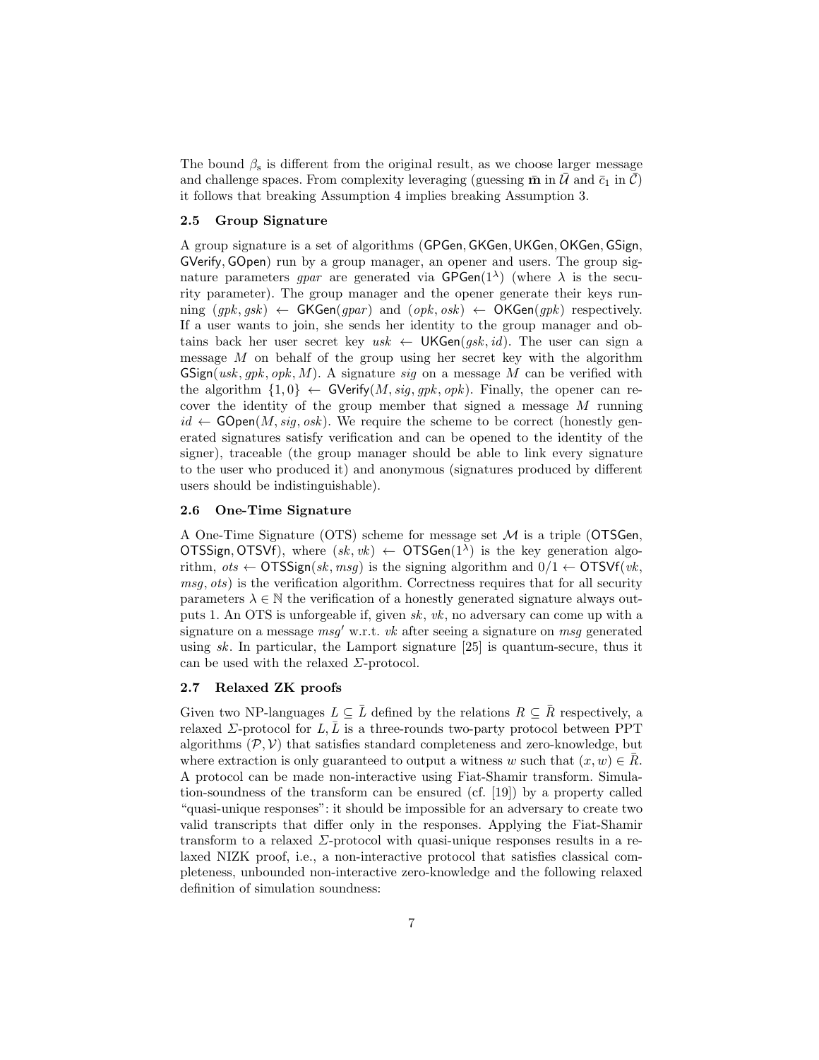The bound $\beta_s$ is different from the original result, as we choose larger message and challenge spaces. From complexity leveraging (guessing $\bar{\mathbf{m}}$ in $\bar{\mathcal{U}}$ and $\bar{c}_1$ in $\bar{\mathcal{C}}$) it follows that breaking Assumption 4 implies breaking Assumption 3.

### 2.5 Group Signature

A group signature is a set of algorithms ($\mathsf{GPGen}, \mathsf{GKGen}, \mathsf{UKGen}, \mathsf{OKGen}, \mathsf{GSign}, \mathsf{GVerify}, \mathsf{GOpen}$) run by a group manager, an opener and users. The group signature parameters $gpar$ are generated via $\mathsf{GPGen}(1^\lambda)$ (where $\lambda$ is the security parameter). The group manager and the opener generate their keys running $(gpk, gsk) \leftarrow \mathsf{GKGen}(gpar)$ and $(opk, osk) \leftarrow \mathsf{OKGen}(gpk)$ respectively. If a user wants to join, she sends her identity to the group manager and obtains back her user secret key $usk \leftarrow \mathsf{UKGen}(gsk, id)$. The user can sign a message $M$ on behalf of the group using her secret key with the algorithm $\mathsf{GSign}(usk, gpk, opk, M)$. A signature $sig$ on a message $M$ can be verified with the algorithm $\{1, 0\} \leftarrow \mathsf{GVerify}(M, sig, gpk, opk)$. Finally, the opener can recover the identity of the group member that signed a message $M$ running $id \leftarrow \mathsf{GOpen}(M, sig, osk)$. We require the scheme to be correct (honestly generated signatures satisfy verification and can be opened to the identity of the signer), traceable (the group manager should be able to link every signature to the user who produced it) and anonymous (signatures produced by different users should be indistinguishable).

### 2.6 One-Time Signature

A One-Time Signature (OTS) scheme for message set $\mathcal{M}$ is a triple ($\mathsf{OTSGen}$, $\mathsf{OTSSign}, \mathsf{OTSVf}$), where $(sk, vk) \leftarrow \mathsf{OTSGen}(1^\lambda)$ is the key generation algorithm, $ots \leftarrow \mathsf{OTSSign}(sk, msg)$ is the signing algorithm and $0/1 \leftarrow \mathsf{OTSVf}(vk, msg, ots)$ is the verification algorithm. Correctness requires that for all security parameters $\lambda \in \mathbb{N}$ the verification of a honestly generated signature always outputs 1. An OTS is unforgeable if, given $sk$, $vk$, no adversary can come up with a signature on a message $msg'$ w.r.t. $vk$ after seeing a signature on $msg$ generated using $sk$. In particular, the Lamport signature [25] is quantum-secure, thus it can be used with the relaxed $\Sigma$-protocol.

### 2.7 Relaxed ZK proofs

Given two NP-languages $L \subseteq \bar{L}$ defined by the relations $R \subseteq \bar{R}$ respectively, a relaxed $\Sigma$-protocol for $L, \bar{L}$ is a three-rounds two-party protocol between PPT algorithms $(\mathcal{P}, \mathcal{V})$ that satisfies standard completeness and zero-knowledge, but where extraction is only guaranteed to output a witness $w$ such that $(x, w) \in \bar{R}$. A protocol can be made non-interactive using Fiat-Shamir transform. Simulation-soundness of the transform can be ensured (cf. [19]) by a property called "quasi-unique responses": it should be impossible for an adversary to create two valid transcripts that differ only in the responses. Applying the Fiat-Shamir transform to a relaxed $\Sigma$-protocol with quasi-unique responses results in a relaxed NIZK proof, i.e., a non-interactive protocol that satisfies classical completeness, unbounded non-interactive zero-knowledge and the following relaxed definition of simulation soundness: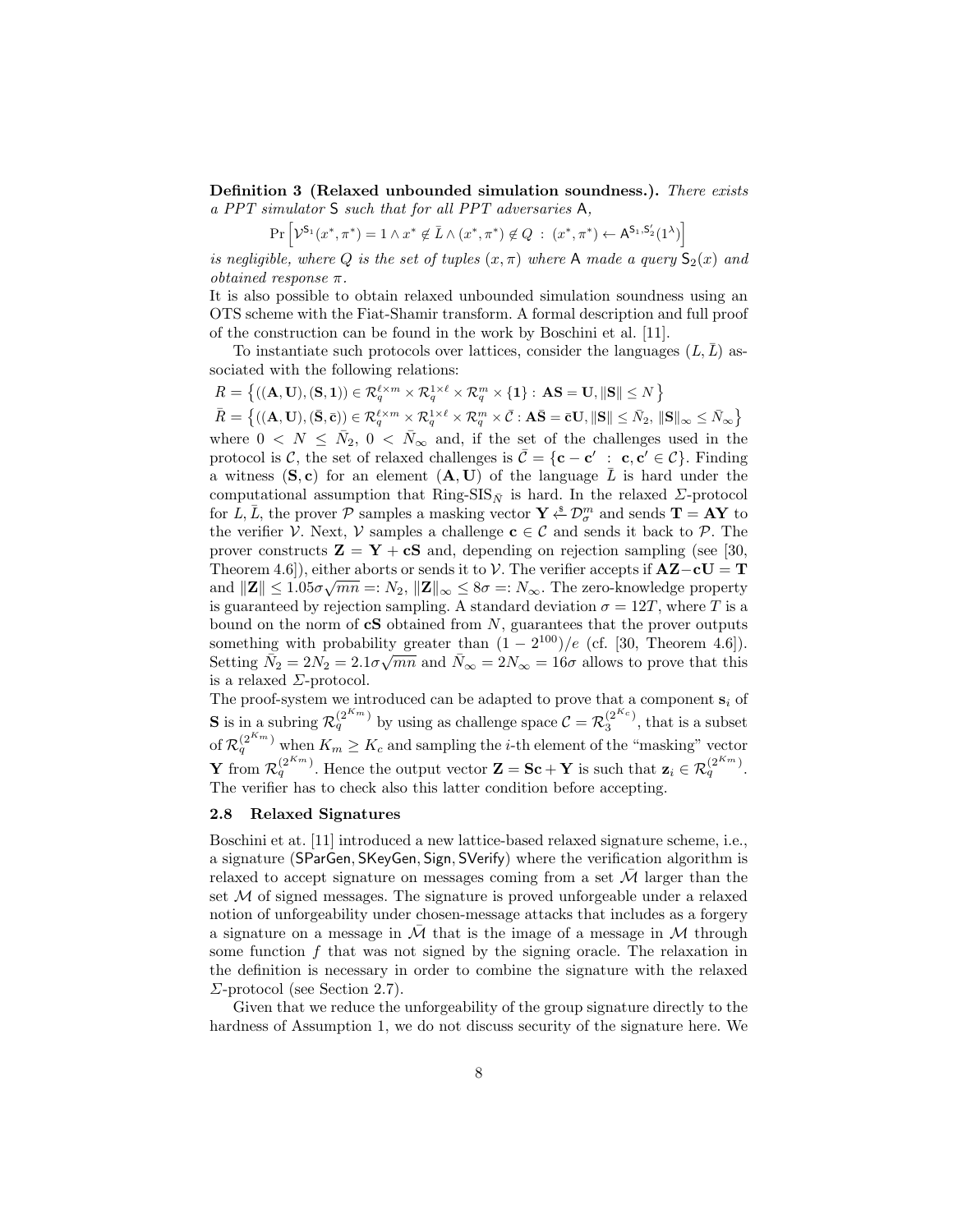**Definition 3 (Relaxed unbounded simulation soundness.).** *There exists a PPT simulator* $\mathsf{S}$ *such that for all PPT adversaries* $\mathsf{A}$*,*

$$\Pr\left[\mathcal{V}^{\mathsf{S}_1}(x^*, \pi^*) = 1 \wedge x^* \notin \bar{L} \wedge (x^*, \pi^*) \notin Q \;:\; (x^*, \pi^*) \leftarrow \mathsf{A}^{\mathsf{S}_1, \mathsf{S}_2'}(1^\lambda)\right]$$

*is negligible, where* $Q$ *is the set of tuples* $(x, \pi)$ *where* $\mathsf{A}$ *made a query* $\mathsf{S}_2(x)$ *and obtained response* $\pi$*.*

It is also possible to obtain relaxed unbounded simulation soundness using an OTS scheme with the Fiat-Shamir transform. A formal description and full proof of the construction can be found in the work by Boschini et al. [11].

To instantiate such protocols over lattices, consider the languages $(L, \bar{L})$ associated with the following relations:

$R = \left\{((\mathbf{A}, \mathbf{U}), (\mathbf{S}, \mathbf{1})) \in \mathcal{R}_q^{\ell\times m} \times \mathcal{R}_q^{1\times\ell} \times \mathcal{R}_q^m \times \{\mathbf{1}\} : \mathbf{AS} = \mathbf{U}, \|\mathbf{S}\| \leq N\right\}$

$\bar{R} = \left\{((\mathbf{A}, \mathbf{U}), (\bar{\mathbf{S}}, \bar{\mathbf{c}})) \in \mathcal{R}_q^{\ell\times m} \times \mathcal{R}_q^{1\times\ell} \times \mathcal{R}_q^m \times \bar{\mathcal{C}} : \mathbf{A}\bar{\mathbf{S}} = \bar{\mathbf{c}}\mathbf{U}, \|\mathbf{S}\| \leq \bar{N}_2, \|\mathbf{S}\|_\infty \leq \bar{N}_\infty\right\}$

where $0 < N \leq \bar{N}_2$, $0 < \bar{N}_\infty$ and, if the set of the challenges used in the protocol is $\mathcal{C}$, the set of relaxed challenges is $\bar{\mathcal{C}} = \{\mathbf{c} - \mathbf{c}' \;:\; \mathbf{c}, \mathbf{c}' \in \mathcal{C}\}$. Finding a witness $(\mathbf{S}, \mathbf{c})$ for an element $(\mathbf{A}, \mathbf{U})$ of the language $\bar{L}$ is hard under the computational assumption that Ring-SIS$_{\bar{N}}$ is hard. In the relaxed $\Sigma$-protocol for $L, \bar{L}$, the prover $\mathcal{P}$ samples a masking vector $\mathbf{Y} \xleftarrow{\$} \mathcal{D}_\sigma^m$ and sends $\mathbf{T} = \mathbf{AY}$ to the verifier $\mathcal{V}$. Next, $\mathcal{V}$ samples a challenge $\mathbf{c} \in \mathcal{C}$ and sends it back to $\mathcal{P}$. The prover constructs $\mathbf{Z} = \mathbf{Y} + \mathbf{cS}$ and, depending on rejection sampling (see [30, Theorem 4.6]), either aborts or sends it to $\mathcal{V}$. The verifier accepts if $\mathbf{AZ} - \mathbf{cU} = \mathbf{T}$ and $\|\mathbf{Z}\| \leq 1.05\sigma\sqrt{mn} =: N_2$, $\|\mathbf{Z}\|_\infty \leq 8\sigma =: N_\infty$. The zero-knowledge property is guaranteed by rejection sampling. A standard deviation $\sigma = 12T$, where $T$ is a bound on the norm of $\mathbf{cS}$ obtained from $N$, guarantees that the prover outputs something with probability greater than $(1 - 2^{100})/e$ (cf. [30, Theorem 4.6]). Setting $\bar{N}_2 = 2N_2 = 2.1\sigma\sqrt{mn}$ and $\bar{N}_\infty = 2N_\infty = 16\sigma$ allows to prove that this is a relaxed $\Sigma$-protocol.

The proof-system we introduced can be adapted to prove that a component $\mathbf{s}_i$ of $\mathbf{S}$ is in a subring $\mathcal{R}_q^{(2^{K_m})}$ by using as challenge space $\mathcal{C} = \mathcal{R}_3^{(2^{K_c})}$, that is a subset of $\mathcal{R}_q^{(2^{K_m})}$ when $K_m \geq K_c$ and sampling the $i$-th element of the "masking" vector $\mathbf{Y}$ from $\mathcal{R}_q^{(2^{K_m})}$. Hence the output vector $\mathbf{Z} = \mathbf{Sc} + \mathbf{Y}$ is such that $\mathbf{z}_i \in \mathcal{R}_q^{(2^{K_m})}$. The verifier has to check also this latter condition before accepting.

### 2.8 Relaxed Signatures

Boschini et at. [11] introduced a new lattice-based relaxed signature scheme, i.e., a signature ($\mathsf{SParGen}$, $\mathsf{SKeyGen}$, $\mathsf{Sign}$, $\mathsf{SVerify}$) where the verification algorithm is relaxed to accept signature on messages coming from a set $\bar{\mathcal{M}}$ larger than the set $\mathcal{M}$ of signed messages. The signature is proved unforgeable under a relaxed notion of unforgeability under chosen-message attacks that includes as a forgery a signature on a message in $\bar{\mathcal{M}}$ that is the image of a message in $\mathcal{M}$ through some function $f$ that was not signed by the signing oracle. The relaxation in the definition is necessary in order to combine the signature with the relaxed $\Sigma$-protocol (see Section 2.7).

Given that we reduce the unforgeability of the group signature directly to the hardness of Assumption 1, we do not discuss security of the signature here. We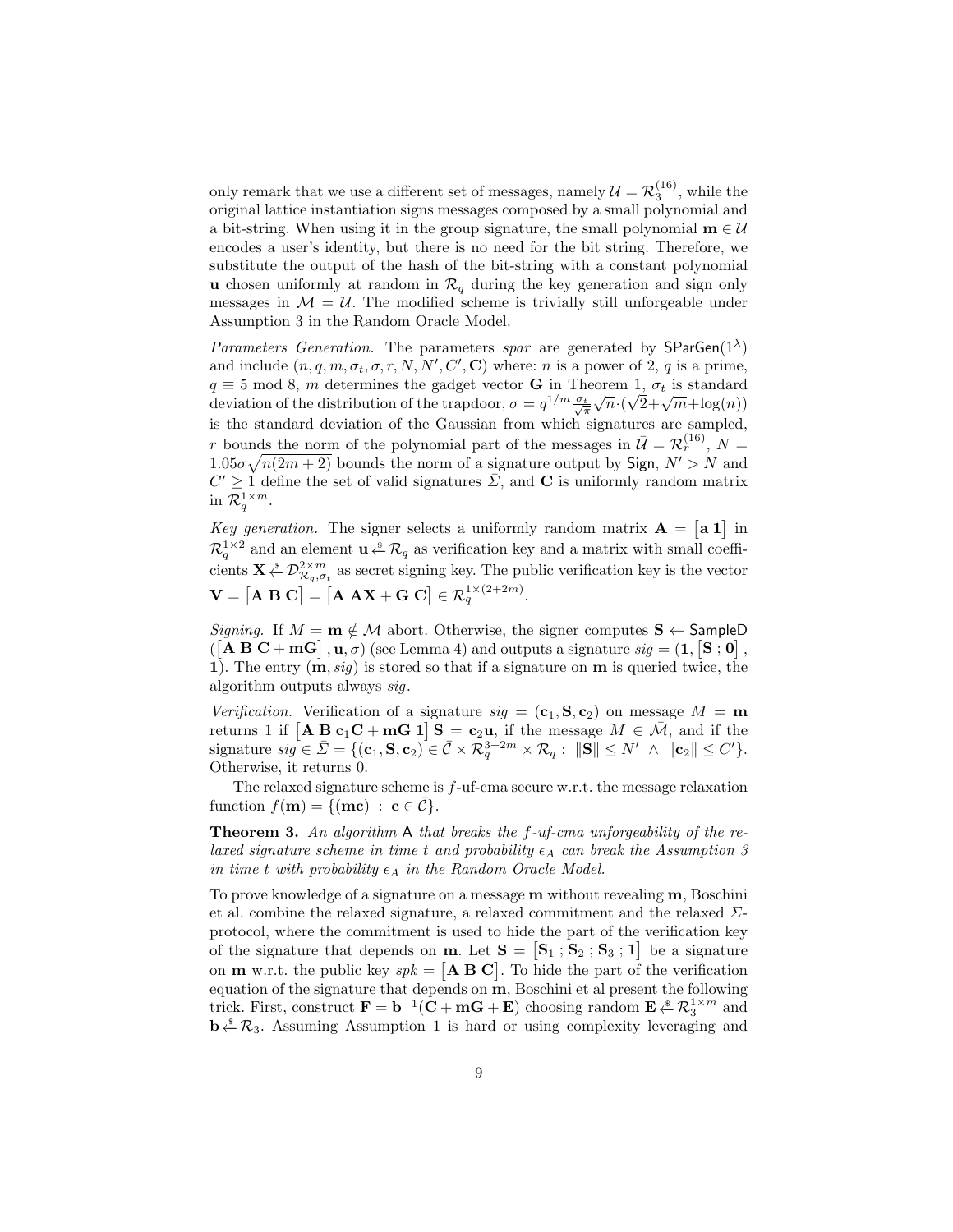only remark that we use a different set of messages, namely $\mathcal{U} = \mathcal{R}_3^{(16)}$, while the original lattice instantiation signs messages composed by a small polynomial and a bit-string. When using it in the group signature, the small polynomial $\mathbf{m} \in \mathcal{U}$ encodes a user's identity, but there is no need for the bit string. Therefore, we substitute the output of the hash of the bit-string with a constant polynomial $\mathbf{u}$ chosen uniformly at random in $\mathcal{R}_q$ during the key generation and sign only messages in $\mathcal{M} = \mathcal{U}$. The modified scheme is trivially still unforgeable under Assumption 3 in the Random Oracle Model.

*Parameters Generation.* The parameters *spar* are generated by $\mathsf{SParGen}(1^\lambda)$ and include $(n, q, m, \sigma_t, \sigma, r, N, N', C', \mathbf{C})$ where: $n$ is a power of 2, $q$ is a prime, $q \equiv 5 \bmod 8$, $m$ determines the gadget vector $\mathbf{G}$ in Theorem 1, $\sigma_t$ is standard deviation of the distribution of the trapdoor, $\sigma = q^{1/m} \frac{\sigma_t}{\sqrt{\pi}} \sqrt{n} \cdot (\sqrt{2} + \sqrt{m} + \log(n))$ is the standard deviation of the Gaussian from which signatures are sampled, $r$ bounds the norm of the polynomial part of the messages in $\bar{\mathcal{U}} = \mathcal{R}_r^{(16)}$, $N = 1.05\sigma\sqrt{n(2m+2)}$ bounds the norm of a signature output by $\mathsf{Sign}$, $N' > N$ and $C' \geq 1$ define the set of valid signatures $\bar{\Sigma}$, and $\mathbf{C}$ is uniformly random matrix in $\mathcal{R}_q^{1 \times m}$.

*Key generation.* The signer selects a uniformly random matrix $\mathbf{A} = \begin{bmatrix} \mathbf{a} \ \mathbf{1} \end{bmatrix}$ in $\mathcal{R}_q^{1 \times 2}$ and an element $\mathbf{u} \xleftarrow{\$} \mathcal{R}_q$ as verification key and a matrix with small coefficients $\mathbf{X} \xleftarrow{\$} \mathcal{D}_{\mathcal{R}_q, \sigma_t}^{2 \times m}$ as secret signing key. The public verification key is the vector $\mathbf{V} = \begin{bmatrix} \mathbf{A} \ \mathbf{B} \ \mathbf{C} \end{bmatrix} = \begin{bmatrix} \mathbf{A} \ \mathbf{A}\mathbf{X} + \mathbf{G} \ \mathbf{C} \end{bmatrix} \in \mathcal{R}_q^{1 \times (2+2m)}$.

*Signing.* If $M = \mathbf{m} \notin \mathcal{M}$ abort. Otherwise, the signer computes $\mathbf{S} \leftarrow \mathsf{SampleD}$ $(\begin{bmatrix} \mathbf{A} \ \mathbf{B} \ \mathbf{C} + \mathbf{m}\mathbf{G} \end{bmatrix}, \mathbf{u}, \sigma)$ (see Lemma 4) and outputs a signature $sig = (\mathbf{1}, \begin{bmatrix} \mathbf{S} \ ; \mathbf{0} \end{bmatrix}, \mathbf{1})$. The entry $(\mathbf{m}, sig)$ is stored so that if a signature on $\mathbf{m}$ is queried twice, the algorithm outputs always $sig$.

*Verification.* Verification of a signature $sig = (\mathbf{c}_1, \mathbf{S}, \mathbf{c}_2)$ on message $M = \mathbf{m}$ returns 1 if $\begin{bmatrix} \mathbf{A} \ \mathbf{B} \ \mathbf{c}_1\mathbf{C} + \mathbf{m}\mathbf{G} \ \mathbf{1} \end{bmatrix} \mathbf{S} = \mathbf{c}_2\mathbf{u}$, if the message $M \in \bar{\mathcal{M}}$, and if the signature $sig \in \bar{\Sigma} = \{(\mathbf{c}_1, \mathbf{S}, \mathbf{c}_2) \in \bar{\mathcal{C}} \times \mathcal{R}_q^{3+2m} \times \mathcal{R}_q : \ \|\mathbf{S}\| \leq N' \ \wedge \ \|\mathbf{c}_2\| \leq C'\}$. Otherwise, it returns 0.

The relaxed signature scheme is $f$-uf-cma secure w.r.t. the message relaxation function $f(\mathbf{m}) = \{(\mathbf{m}\mathbf{c}) \ : \ \mathbf{c} \in \bar{\mathcal{C}}\}$.

**Theorem 3.** *An algorithm* $\mathsf{A}$ *that breaks the* $f$*-uf-cma unforgeability of the relaxed signature scheme in time* $t$ *and probability* $\epsilon_A$ *can break the Assumption 3 in time* $t$ *with probability* $\epsilon_A$ *in the Random Oracle Model.*

To prove knowledge of a signature on a message $\mathbf{m}$ without revealing $\mathbf{m}$, Boschini et al. combine the relaxed signature, a relaxed commitment and the relaxed $\Sigma$-protocol, where the commitment is used to hide the part of the verification key of the signature that depends on $\mathbf{m}$. Let $\mathbf{S} = \begin{bmatrix} \mathbf{S}_1 \ ; \mathbf{S}_2 \ ; \mathbf{S}_3 \ ; \mathbf{1} \end{bmatrix}$ be a signature on $\mathbf{m}$ w.r.t. the public key $spk = \begin{bmatrix} \mathbf{A} \ \mathbf{B} \ \mathbf{C} \end{bmatrix}$. To hide the part of the verification equation of the signature that depends on $\mathbf{m}$, Boschini et al present the following trick. First, construct $\mathbf{F} = \mathbf{b}^{-1}(\mathbf{C} + \mathbf{m}\mathbf{G} + \mathbf{E})$ choosing random $\mathbf{E} \xleftarrow{\$} \mathcal{R}_3^{1 \times m}$ and $\mathbf{b} \xleftarrow{\$} \mathcal{R}_3$. Assuming Assumption 1 is hard or using complexity leveraging and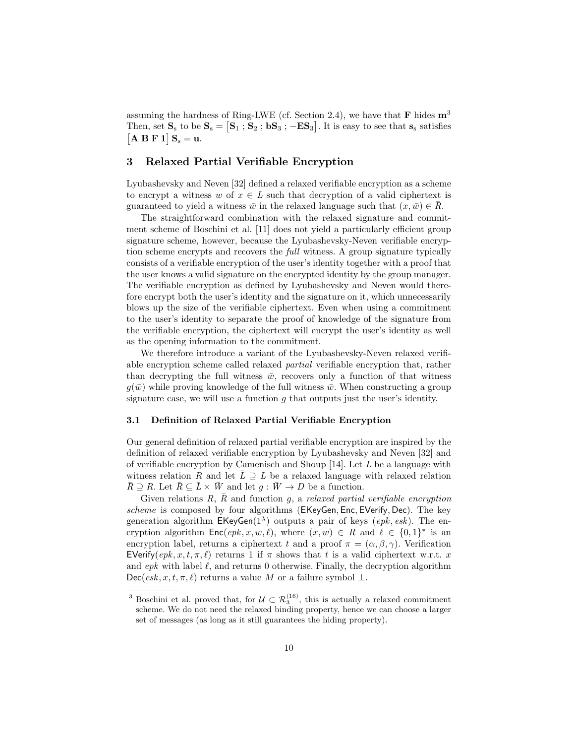assuming the hardness of Ring-LWE (cf. Section 2.4), we have that $\mathbf{F}$ hides $\mathbf{m}$[3] Then, set $\mathbf{S}_s$ to be $\mathbf{S}_s = \left[\mathbf{S}_1 \,;\, \mathbf{S}_2 \,;\, \mathbf{b}\mathbf{S}_3 \,;\, -\mathbf{E}\mathbf{S}_3\right]$. It is easy to see that $\mathbf{s}_s$ satisfies $\left[\mathbf{A}\ \mathbf{B}\ \mathbf{F}\ \mathbf{1}\right]\mathbf{S}_s = \mathbf{u}$.

## 3 Relaxed Partial Verifiable Encryption

Lyubashevsky and Neven [32] defined a relaxed verifiable encryption as a scheme to encrypt a witness $w$ of $x \in L$ such that decryption of a valid ciphertext is guaranteed to yield a witness $\bar{w}$ in the relaxed language such that $(x, \bar{w}) \in \bar{R}$.

The straightforward combination with the relaxed signature and commitment scheme of Boschini et al. [11] does not yield a particularly efficient group signature scheme, however, because the Lyubashevsky-Neven verifiable encryption scheme encrypts and recovers the *full* witness. A group signature typically consists of a verifiable encryption of the user's identity together with a proof that the user knows a valid signature on the encrypted identity by the group manager. The verifiable encryption as defined by Lyubashevsky and Neven would therefore encrypt both the user's identity and the signature on it, which unnecessarily blows up the size of the verifiable ciphertext. Even when using a commitment to the user's identity to separate the proof of knowledge of the signature from the verifiable encryption, the ciphertext will encrypt the user's identity as well as the opening information to the commitment.

We therefore introduce a variant of the Lyubashevsky-Neven relaxed verifiable encryption scheme called relaxed *partial* verifiable encryption that, rather than decrypting the full witness $\bar{w}$, recovers only a function of that witness $g(\bar{w})$ while proving knowledge of the full witness $\bar{w}$. When constructing a group signature case, we will use a function $g$ that outputs just the user's identity.

### 3.1 Definition of Relaxed Partial Verifiable Encryption

Our general definition of relaxed partial verifiable encryption are inspired by the definition of relaxed verifiable encryption by Lyubashevsky and Neven [32] and of verifiable encryption by Camenisch and Shoup [14]. Let $L$ be a language with witness relation $R$ and let $\bar{L} \supseteq L$ be a relaxed language with relaxed relation $\bar{R} \supseteq R$. Let $\bar{R} \subseteq \bar{L} \times \bar{W}$ and let $g : \bar{W} \to D$ be a function.

Given relations $R$, $\bar{R}$ and function $g$, a *relaxed partial verifiable encryption scheme* is composed by four algorithms ($\mathsf{EKeyGen}, \mathsf{Enc}, \mathsf{EVerify}, \mathsf{Dec}$). The key generation algorithm $\mathsf{EKeyGen}(1^\lambda)$ outputs a pair of keys $(epk, esk)$. The encryption algorithm $\mathsf{Enc}(epk, x, w, \ell)$, where $(x, w) \in R$ and $\ell \in \{0,1\}^*$ is an encryption label, returns a ciphertext $t$ and a proof $\pi = (\alpha, \beta, \gamma)$. Verification $\mathsf{EVerify}(epk, x, t, \pi, \ell)$ returns 1 if $\pi$ shows that $t$ is a valid ciphertext w.r.t. $x$ and $epk$ with label $\ell$, and returns 0 otherwise. Finally, the decryption algorithm $\mathsf{Dec}(esk, x, t, \pi, \ell)$ returns a value $M$ or a failure symbol $\perp$.

[3] Boschini et al. proved that, for $\mathcal{U} \subset \mathcal{R}_3^{(16)}$, this is actually a relaxed commitment scheme. We do not need the relaxed binding property, hence we can choose a larger set of messages (as long as it still guarantees the hiding property).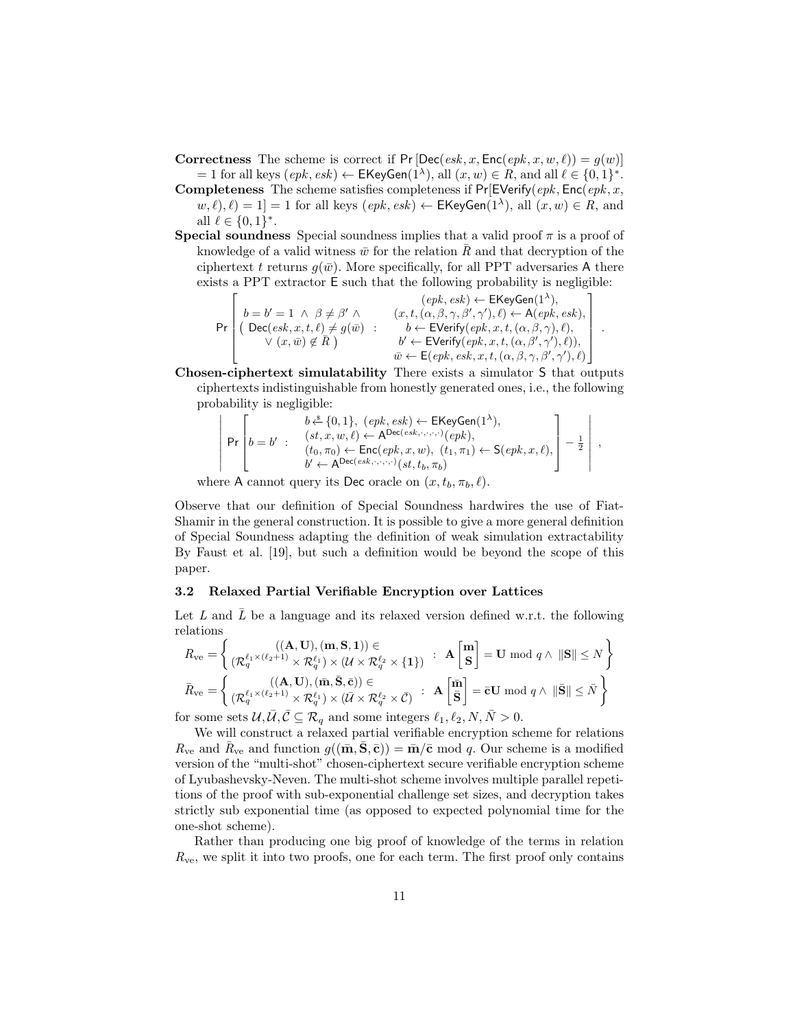**Correctness** The scheme is correct if $\Pr[\mathsf{Dec}(esk, x, \mathsf{Enc}(epk, x, w, \ell)) = g(w)] = 1$ for all keys $(epk, esk) \leftarrow \mathsf{EKeyGen}(1^\lambda)$, all $(x, w) \in R$, and all $\ell \in \{0,1\}^*$.

**Completeness** The scheme satisfies completeness if $\Pr[\mathsf{EVerify}(epk, \mathsf{Enc}(epk, x, w, \ell), \ell) = 1] = 1$ for all keys $(epk, esk) \leftarrow \mathsf{EKeyGen}(1^\lambda)$, all $(x, w) \in R$, and all $\ell \in \{0,1\}^*$.

**Special soundness** Special soundness implies that a valid proof $\pi$ is a proof of knowledge of a valid witness $\bar{w}$ for the relation $\bar{R}$ and that decryption of the ciphertext $t$ returns $g(\bar{w})$. More specifically, for all PPT adversaries $\mathsf{A}$ there exists a PPT extractor $\mathsf{E}$ such that the following probability is negligible:

$$\Pr\left[\begin{array}{c} b = b' = 1 \ \wedge \ \beta \neq \beta' \ \wedge \\ (\ \mathsf{Dec}(esk, x, t, \ell) \neq g(\bar{w}) \\ \vee \ (x, \bar{w}) \notin \bar{R}\ ) \end{array} : \begin{array}{c} (epk, esk) \leftarrow \mathsf{EKeyGen}(1^\lambda), \\ (x, t, (\alpha, \beta, \gamma, \beta', \gamma'), \ell) \leftarrow \mathsf{A}(epk, esk), \\ b \leftarrow \mathsf{EVerify}(epk, x, t, (\alpha, \beta, \gamma), \ell), \\ b' \leftarrow \mathsf{EVerify}(epk, x, t, (\alpha, \beta', \gamma'), \ell)), \\ \bar{w} \leftarrow \mathsf{E}(epk, esk, x, t, (\alpha, \beta, \gamma, \beta', \gamma'), \ell) \end{array}\right].$$

**Chosen-ciphertext simulatability** There exists a simulator $\mathsf{S}$ that outputs ciphertexts indistinguishable from honestly generated ones, i.e., the following probability is negligible:

$$\left| \Pr\left[ b = b' \ : \ \begin{array}{l} b \xleftarrow{\$} \{0,1\}, \ (epk, esk) \leftarrow \mathsf{EKeyGen}(1^\lambda), \\ (st, x, w, \ell) \leftarrow \mathsf{A}^{\mathsf{Dec}(esk, \cdot, \cdot, \cdot, \cdot)}(epk), \\ (t_0, \pi_0) \leftarrow \mathsf{Enc}(epk, x, w), \ (t_1, \pi_1) \leftarrow \mathsf{S}(epk, x, \ell), \\ b' \leftarrow \mathsf{A}^{\mathsf{Dec}(esk, \cdot, \cdot, \cdot, \cdot)}(st, t_b, \pi_b) \end{array} \right] - \tfrac{1}{2} \right|,$$

where $\mathsf{A}$ cannot query its $\mathsf{Dec}$ oracle on $(x, t_b, \pi_b, \ell)$.

Observe that our definition of Special Soundness hardwires the use of Fiat-Shamir in the general construction. It is possible to give a more general definition of Special Soundness adapting the definition of weak simulation extractability By Faust et al. [19], but such a definition would be beyond the scope of this paper.

### 3.2 Relaxed Partial Verifiable Encryption over Lattices

Let $L$ and $\bar{L}$ be a language and its relaxed version defined w.r.t. the following relations

$$R_{\text{ve}} = \left\{ \begin{array}{c} ((\mathbf{A}, \mathbf{U}), (\mathbf{m}, \mathbf{S}, \mathbf{1})) \in \\ (\mathcal{R}_q^{\ell_1 \times (\ell_2+1)} \times \mathcal{R}_q^{\ell_1}) \times (\mathcal{U} \times \mathcal{R}_q^{\ell_2} \times \{\mathbf{1}\}) \end{array} : \ \mathbf{A}\begin{bmatrix}\mathbf{m} \\ \mathbf{S}\end{bmatrix} = \mathbf{U} \bmod q \wedge \ \|\mathbf{S}\| \leq N \right\}$$

$$\bar{R}_{\text{ve}} = \left\{ \begin{array}{c} ((\mathbf{A}, \mathbf{U}), (\bar{\mathbf{m}}, \bar{\mathbf{S}}, \bar{\mathbf{c}})) \in \\ (\mathcal{R}_q^{\ell_1 \times (\ell_2+1)} \times \mathcal{R}_q^{\ell_1}) \times (\bar{\mathcal{U}} \times \mathcal{R}_q^{\ell_2} \times \bar{\mathcal{C}}) \end{array} : \ \mathbf{A}\begin{bmatrix}\bar{\mathbf{m}} \\ \bar{\mathbf{S}}\end{bmatrix} = \bar{\mathbf{c}}\mathbf{U} \bmod q \wedge \ \|\bar{\mathbf{S}}\| \leq \bar{N} \right\}$$

for some sets $\mathcal{U}, \bar{\mathcal{U}}, \bar{\mathcal{C}} \subseteq \mathcal{R}_q$ and some integers $\ell_1, \ell_2, N, \bar{N} > 0$.

We will construct a relaxed partial verifiable encryption scheme for relations $R_{\text{ve}}$ and $\bar{R}_{\text{ve}}$ and function $g((\bar{\mathbf{m}}, \bar{\mathbf{S}}, \bar{\mathbf{c}})) = \bar{\mathbf{m}}/\bar{\mathbf{c}} \bmod q$. Our scheme is a modified version of the "multi-shot" chosen-ciphertext secure verifiable encryption scheme of Lyubashevsky-Neven. The multi-shot scheme involves multiple parallel repetitions of the proof with sub-exponential challenge set sizes, and decryption takes strictly sub exponential time (as opposed to expected polynomial time for the one-shot scheme).

Rather than producing one big proof of knowledge of the terms in relation $R_{\text{ve}}$, we split it into two proofs, one for each term. The first proof only contains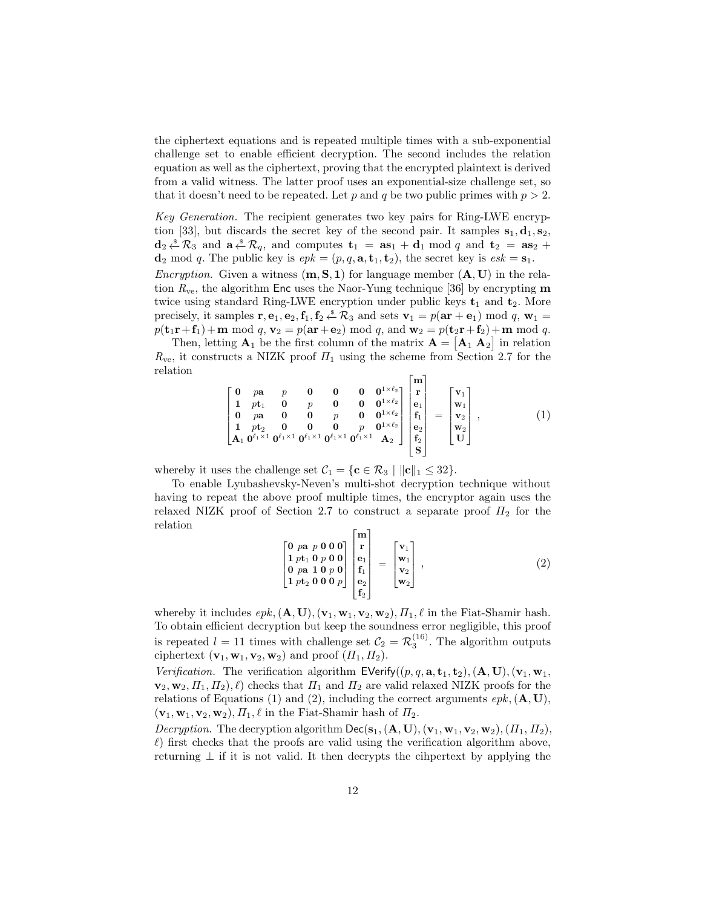the ciphertext equations and is repeated multiple times with a sub-exponential challenge set to enable efficient decryption. The second includes the relation equation as well as the ciphertext, proving that the encrypted plaintext is derived from a valid witness. The latter proof uses an exponential-size challenge set, so that it doesn't need to be repeated. Let $p$ and $q$ be two public primes with $p > 2$.

*Key Generation.* The recipient generates two key pairs for Ring-LWE encryption [33], but discards the secret key of the second pair. It samples $\mathbf{s}_1, \mathbf{d}_1, \mathbf{s}_2, \mathbf{d}_2 \xleftarrow{\$} \mathcal{R}_3$ and $\mathbf{a} \xleftarrow{\$} \mathcal{R}_q$, and computes $\mathbf{t}_1 = \mathbf{a}\mathbf{s}_1 + \mathbf{d}_1 \bmod q$ and $\mathbf{t}_2 = \mathbf{a}\mathbf{s}_2 + \mathbf{d}_2 \bmod q$. The public key is $epk = (p, q, \mathbf{a}, \mathbf{t}_1, \mathbf{t}_2)$, the secret key is $esk = \mathbf{s}_1$.

*Encryption.* Given a witness $(\mathbf{m}, \mathbf{S}, \mathbf{1})$ for language member $(\mathbf{A}, \mathbf{U})$ in the relation $R_{\text{ve}}$, the algorithm $\mathsf{Enc}$ uses the Naor-Yung technique [36] by encrypting $\mathbf{m}$ twice using standard Ring-LWE encryption under public keys $\mathbf{t}_1$ and $\mathbf{t}_2$. More precisely, it samples $\mathbf{r}, \mathbf{e}_1, \mathbf{e}_2, \mathbf{f}_1, \mathbf{f}_2 \xleftarrow{\$} \mathcal{R}_3$ and sets $\mathbf{v}_1 = p(\mathbf{a}\mathbf{r} + \mathbf{e}_1) \bmod q$, $\mathbf{w}_1 = p(\mathbf{t}_1\mathbf{r} + \mathbf{f}_1) + \mathbf{m} \bmod q$, $\mathbf{v}_2 = p(\mathbf{a}\mathbf{r} + \mathbf{e}_2) \bmod q$, and $\mathbf{w}_2 = p(\mathbf{t}_2\mathbf{r} + \mathbf{f}_2) + \mathbf{m} \bmod q$.

Then, letting $\mathbf{A}_1$ be the first column of the matrix $\mathbf{A} = \begin{bmatrix}\mathbf{A}_1 & \mathbf{A}_2\end{bmatrix}$ in relation $R_{\text{ve}}$, it constructs a NIZK proof $\Pi_1$ using the scheme from Section 2.7 for the relation

$$
\begin{bmatrix}
\mathbf{0} & p\mathbf{a} & p & \mathbf{0} & \mathbf{0} & \mathbf{0} & \mathbf{0}^{1\times\ell_2} \\
\mathbf{1} & p\mathbf{t}_1 & \mathbf{0} & p & \mathbf{0} & \mathbf{0} & \mathbf{0}^{1\times\ell_2} \\
\mathbf{0} & p\mathbf{a} & \mathbf{0} & \mathbf{0} & p & \mathbf{0} & \mathbf{0}^{1\times\ell_2} \\
\mathbf{1} & p\mathbf{t}_2 & \mathbf{0} & \mathbf{0} & \mathbf{0} & p & \mathbf{0}^{1\times\ell_2} \\
\mathbf{A}_1 & \mathbf{0}^{\ell_1\times 1} & \mathbf{0}^{\ell_1\times 1} & \mathbf{0}^{\ell_1\times 1} & \mathbf{0}^{\ell_1\times 1} & \mathbf{0}^{\ell_1\times 1} & \mathbf{A}_2
\end{bmatrix}
\begin{bmatrix}
\mathbf{m} \\ \mathbf{r} \\ \mathbf{e}_1 \\ \mathbf{f}_1 \\ \mathbf{e}_2 \\ \mathbf{f}_2 \\ \mathbf{S}
\end{bmatrix}
=
\begin{bmatrix}
\mathbf{v}_1 \\ \mathbf{w}_1 \\ \mathbf{v}_2 \\ \mathbf{w}_2 \\ \mathbf{U}
\end{bmatrix}, \quad (1)
$$

whereby it uses the challenge set $\mathcal{C}_1 = \{\mathbf{c} \in \mathcal{R}_3 \mid \|\mathbf{c}\|_1 \leq 32\}$.

To enable Lyubashevsky-Neven's multi-shot decryption technique without having to repeat the above proof multiple times, the encryptor again uses the relaxed NIZK proof of Section 2.7 to construct a separate proof $\Pi_2$ for the relation

$$
\begin{bmatrix}
\mathbf{0} & p\mathbf{a} & p & \mathbf{0} & \mathbf{0} & \mathbf{0} \\
\mathbf{1} & p\mathbf{t}_1 & \mathbf{0} & p & \mathbf{0} & \mathbf{0} \\
\mathbf{0} & p\mathbf{a} & \mathbf{1} & \mathbf{0} & p & \mathbf{0} \\
\mathbf{1} & p\mathbf{t}_2 & \mathbf{0} & \mathbf{0} & \mathbf{0} & p
\end{bmatrix}
\begin{bmatrix}
\mathbf{m} \\ \mathbf{r} \\ \mathbf{e}_1 \\ \mathbf{f}_1 \\ \mathbf{e}_2 \\ \mathbf{f}_2
\end{bmatrix}
=
\begin{bmatrix}
\mathbf{v}_1 \\ \mathbf{w}_1 \\ \mathbf{v}_2 \\ \mathbf{w}_2
\end{bmatrix}, \quad (2)
$$

whereby it includes $epk, (\mathbf{A}, \mathbf{U}), (\mathbf{v}_1, \mathbf{w}_1, \mathbf{v}_2, \mathbf{w}_2), \Pi_1, \ell$ in the Fiat-Shamir hash. To obtain efficient decryption but keep the soundness error negligible, this proof is repeated $l = 11$ times with challenge set $\mathcal{C}_2 = \mathcal{R}_3^{(16)}$. The algorithm outputs ciphertext $(\mathbf{v}_1, \mathbf{w}_1, \mathbf{v}_2, \mathbf{w}_2)$ and proof $(\Pi_1, \Pi_2)$.

*Verification.* The verification algorithm $\mathsf{EVerify}((p, q, \mathbf{a}, \mathbf{t}_1, \mathbf{t}_2), (\mathbf{A}, \mathbf{U}), (\mathbf{v}_1, \mathbf{w}_1, \mathbf{v}_2, \mathbf{w}_2, \Pi_1, \Pi_2), \ell)$ checks that $\Pi_1$ and $\Pi_2$ are valid relaxed NIZK proofs for the relations of Equations (1) and (2), including the correct arguments $epk, (\mathbf{A}, \mathbf{U})$, $(\mathbf{v}_1, \mathbf{w}_1, \mathbf{v}_2, \mathbf{w}_2), \Pi_1, \ell$ in the Fiat-Shamir hash of $\Pi_2$.

*Decryption.* The decryption algorithm $\mathsf{Dec}(\mathbf{s}_1, (\mathbf{A}, \mathbf{U}), (\mathbf{v}_1, \mathbf{w}_1, \mathbf{v}_2, \mathbf{w}_2), (\Pi_1, \Pi_2), \ell)$ first checks that the proofs are valid using the verification algorithm above, returning $\perp$ if it is not valid. It then decrypts the cihpertext by applying the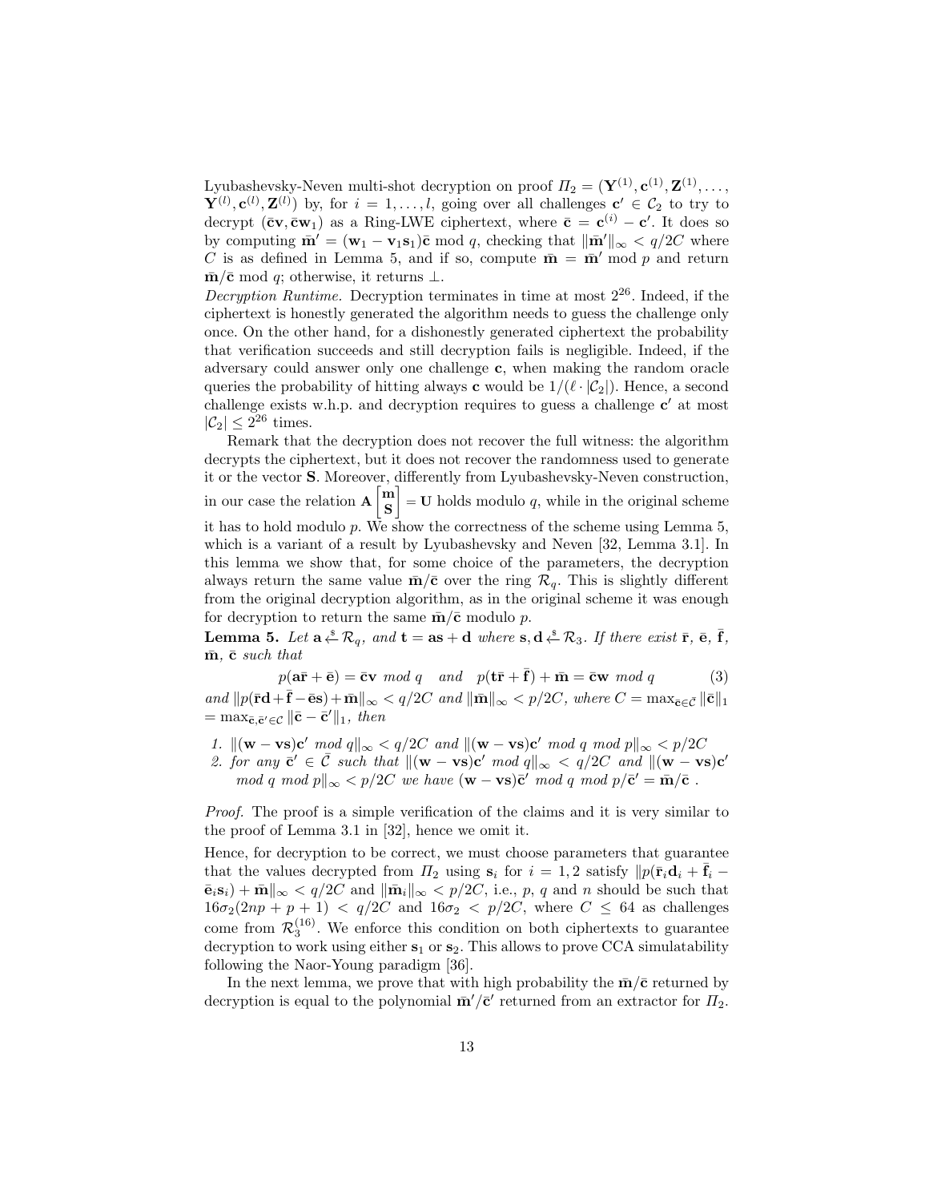Lyubashevsky-Neven multi-shot decryption on proof $\Pi_2 = (\mathbf{Y}^{(1)}, \mathbf{c}^{(1)}, \mathbf{Z}^{(1)}, \ldots, \mathbf{Y}^{(l)}, \mathbf{c}^{(l)}, \mathbf{Z}^{(l)})$ by, for $i = 1, \ldots, l$, going over all challenges $\mathbf{c}' \in \mathcal{C}_2$ to try to decrypt $(\bar{\mathbf{c}}\mathbf{v}, \bar{\mathbf{c}}\mathbf{w}_1)$ as a Ring-LWE ciphertext, where $\bar{\mathbf{c}} = \mathbf{c}^{(i)} - \mathbf{c}'$. It does so by computing $\bar{\mathbf{m}}' = (\mathbf{w}_1 - \mathbf{v}_1\mathbf{s}_1)\bar{\mathbf{c}} \bmod q$, checking that $\|\bar{\mathbf{m}}'\|_\infty < q/2C$ where $C$ is as defined in Lemma 5, and if so, compute $\bar{\mathbf{m}} = \bar{\mathbf{m}}' \bmod p$ and return $\bar{\mathbf{m}}/\bar{\mathbf{c}} \bmod q$; otherwise, it returns $\perp$.

*Decryption Runtime.* Decryption terminates in time at most $2^{26}$. Indeed, if the ciphertext is honestly generated the algorithm needs to guess the challenge only once. On the other hand, for a dishonestly generated ciphertext the probability that verification succeeds and still decryption fails is negligible. Indeed, if the adversary could answer only one challenge $\mathbf{c}$, when making the random oracle queries the probability of hitting always $\mathbf{c}$ would be $1/(\ell \cdot |\mathcal{C}_2|)$. Hence, a second challenge exists w.h.p. and decryption requires to guess a challenge $\mathbf{c}'$ at most $|\mathcal{C}_2| \leq 2^{26}$ times.

Remark that the decryption does not recover the full witness: the algorithm decrypts the ciphertext, but it does not recover the randomness used to generate it or the vector $\mathbf{S}$. Moreover, differently from Lyubashevsky-Neven construction, in our case the relation $\mathbf{A}\begin{bmatrix}\mathbf{m}\\ \mathbf{S}\end{bmatrix} = \mathbf{U}$ holds modulo $q$, while in the original scheme it has to hold modulo $p$. We show the correctness of the scheme using Lemma 5, which is a variant of a result by Lyubashevsky and Neven [32, Lemma 3.1]. In this lemma we show that, for some choice of the parameters, the decryption always return the same value $\bar{\mathbf{m}}/\bar{\mathbf{c}}$ over the ring $\mathcal{R}_q$. This is slightly different from the original decryption algorithm, as in the original scheme it was enough for decryption to return the same $\bar{\mathbf{m}}/\bar{\mathbf{c}}$ modulo $p$.

**Lemma 5.** *Let $\mathbf{a} \xleftarrow{\$} \mathcal{R}_q$, and $\mathbf{t} = \mathbf{a}\mathbf{s} + \mathbf{d}$ where $\mathbf{s}, \mathbf{d} \xleftarrow{\$} \mathcal{R}_3$. If there exist $\bar{\mathbf{r}}$, $\bar{\mathbf{e}}$, $\bar{\mathbf{f}}$, $\bar{\mathbf{m}}$, $\bar{\mathbf{c}}$ such that*

$$p(\mathbf{a}\bar{\mathbf{r}} + \bar{\mathbf{e}}) = \bar{\mathbf{c}}\mathbf{v} \bmod q \quad \text{and} \quad p(\mathbf{t}\bar{\mathbf{r}} + \bar{\mathbf{f}}) + \bar{\mathbf{m}} = \bar{\mathbf{c}}\mathbf{w} \bmod q \tag{3}$$

*and $\|p(\bar{\mathbf{r}}\mathbf{d} + \bar{\mathbf{f}} - \bar{\mathbf{e}}\mathbf{s}) + \bar{\mathbf{m}}\|_\infty < q/2C$ and $\|\bar{\mathbf{m}}\|_\infty < p/2C$, where $C = \max_{\bar{\mathbf{c}} \in \bar{\mathcal{C}}} \|\bar{\mathbf{c}}\|_1 = \max_{\bar{\mathbf{c}}, \bar{\mathbf{c}}' \in \mathcal{C}} \|\bar{\mathbf{c}} - \bar{\mathbf{c}}'\|_1$, then*

1. *$\|(\mathbf{w} - \mathbf{v}\mathbf{s})\mathbf{c}' \bmod q\|_\infty < q/2C$ and $\|(\mathbf{w} - \mathbf{v}\mathbf{s})\mathbf{c}' \bmod q \bmod p\|_\infty < p/2C$*
2. *for any $\bar{\mathbf{c}}' \in \bar{\mathcal{C}}$ such that $\|(\mathbf{w} - \mathbf{v}\mathbf{s})\mathbf{c}' \bmod q\|_\infty < q/2C$ and $\|(\mathbf{w} - \mathbf{v}\mathbf{s})\mathbf{c}' \bmod q \bmod p\|_\infty < p/2C$ we have $(\mathbf{w} - \mathbf{v}\mathbf{s})\bar{\mathbf{c}}' \bmod q \bmod p/\bar{\mathbf{c}}' = \bar{\mathbf{m}}/\bar{\mathbf{c}}$ .*

*Proof.* The proof is a simple verification of the claims and it is very similar to the proof of Lemma 3.1 in [32], hence we omit it.

Hence, for decryption to be correct, we must choose parameters that guarantee that the values decrypted from $\Pi_2$ using $\mathbf{s}_i$ for $i = 1, 2$ satisfy $\|p(\bar{\mathbf{r}}_i\mathbf{d}_i + \bar{\mathbf{f}}_i - \bar{\mathbf{e}}_i\mathbf{s}_i) + \bar{\mathbf{m}}\|_\infty < q/2C$ and $\|\bar{\mathbf{m}}_i\|_\infty < p/2C$, i.e., $p$, $q$ and $n$ should be such that $16\sigma_2(2np + p + 1) < q/2C$ and $16\sigma_2 < p/2C$, where $C \leq 64$ as challenges come from $\mathcal{R}_3^{(16)}$. We enforce this condition on both ciphertexts to guarantee decryption to work using either $\mathbf{s}_1$ or $\mathbf{s}_2$. This allows to prove CCA simulatability following the Naor-Young paradigm [36].

In the next lemma, we prove that with high probability the $\bar{\mathbf{m}}/\bar{\mathbf{c}}$ returned by decryption is equal to the polynomial $\bar{\mathbf{m}}'/\bar{\mathbf{c}}'$ returned from an extractor for $\Pi_2$.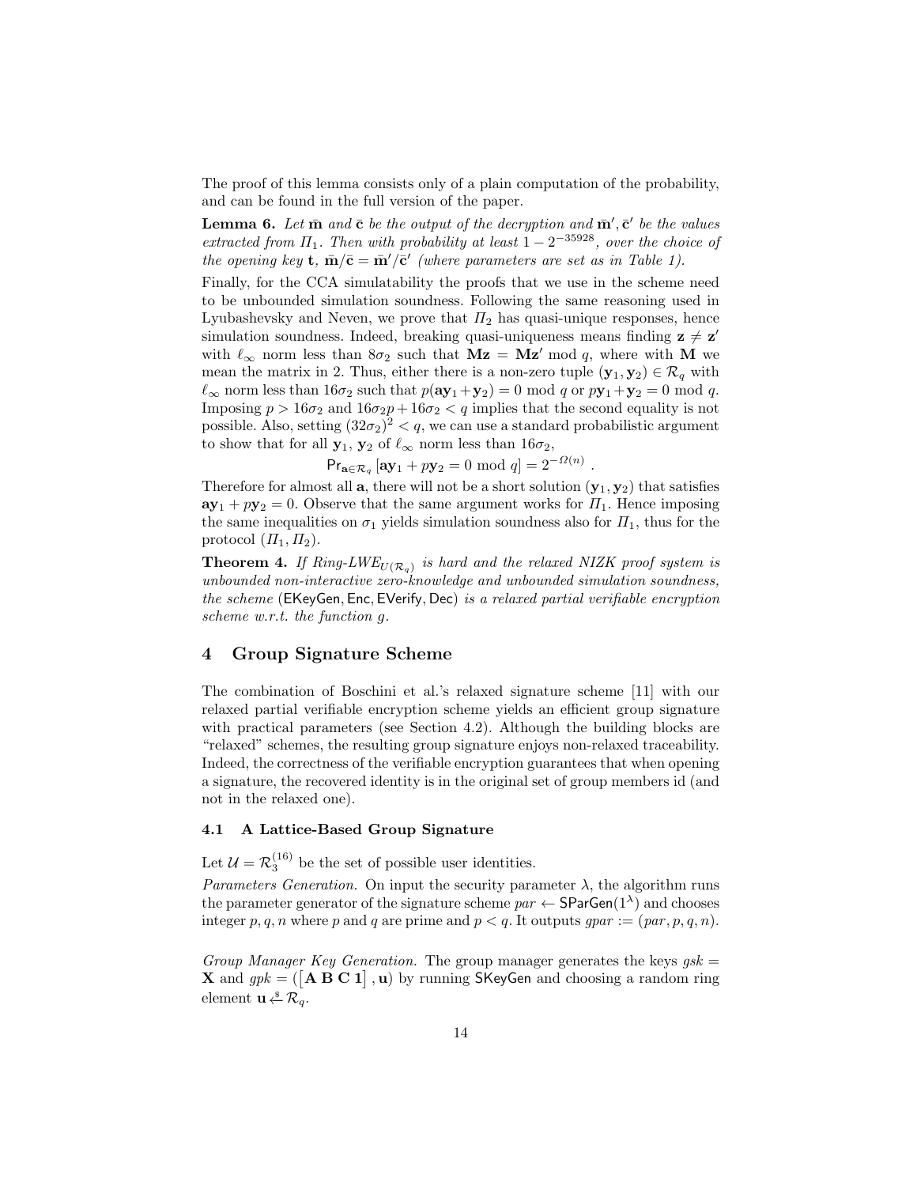The proof of this lemma consists only of a plain computation of the probability, and can be found in the full version of the paper.

**Lemma 6.** *Let $\bar{\mathbf{m}}$ and $\bar{\mathbf{c}}$ be the output of the decryption and $\bar{\mathbf{m}}', \bar{\mathbf{c}}'$ be the values extracted from $\Pi_1$. Then with probability at least $1 - 2^{-35928}$, over the choice of the opening key $\mathbf{t}$, $\bar{\mathbf{m}}/\bar{\mathbf{c}} = \bar{\mathbf{m}}'/\bar{\mathbf{c}}'$ (where parameters are set as in Table 1).*

Finally, for the CCA simulatability the proofs that we use in the scheme need to be unbounded simulation soundness. Following the same reasoning used in Lyubashevsky and Neven, we prove that $\Pi_2$ has quasi-unique responses, hence simulation soundness. Indeed, breaking quasi-uniqueness means finding $\mathbf{z} \neq \mathbf{z}'$ with $\ell_\infty$ norm less than $8\sigma_2$ such that $\mathbf{M}\mathbf{z} = \mathbf{M}\mathbf{z}' \bmod q$, where with $\mathbf{M}$ we mean the matrix in 2. Thus, either there is a non-zero tuple $(\mathbf{y}_1, \mathbf{y}_2) \in \mathcal{R}_q$ with $\ell_\infty$ norm less than $16\sigma_2$ such that $p(\mathbf{a}\mathbf{y}_1 + \mathbf{y}_2) = 0 \bmod q$ or $p\mathbf{y}_1 + \mathbf{y}_2 = 0 \bmod q$. Imposing $p > 16\sigma_2$ and $16\sigma_2 p + 16\sigma_2 < q$ implies that the second equality is not possible. Also, setting $(32\sigma_2)^2 < q$, we can use a standard probabilistic argument to show that for all $\mathbf{y}_1$, $\mathbf{y}_2$ of $\ell_\infty$ norm less than $16\sigma_2$,

$$\mathsf{Pr}_{\mathbf{a} \in \mathcal{R}_q}\left[\mathbf{a}\mathbf{y}_1 + p\mathbf{y}_2 = 0 \bmod q\right] = 2^{-\Omega(n)}.$$

Therefore for almost all $\mathbf{a}$, there will not be a short solution $(\mathbf{y}_1, \mathbf{y}_2)$ that satisfies $\mathbf{a}\mathbf{y}_1 + p\mathbf{y}_2 = 0$. Observe that the same argument works for $\Pi_1$. Hence imposing the same inequalities on $\sigma_1$ yields simulation soundness also for $\Pi_1$, thus for the protocol $(\Pi_1, \Pi_2)$.

**Theorem 4.** *If Ring-LWE$_{U(\mathcal{R}_q)}$ is hard and the relaxed NIZK proof system is unbounded non-interactive zero-knowledge and unbounded simulation soundness, the scheme* ($\mathsf{EKeyGen}, \mathsf{Enc}, \mathsf{EVerify}, \mathsf{Dec}$) *is a relaxed partial verifiable encryption scheme w.r.t. the function $g$.*

## 4 Group Signature Scheme

The combination of Boschini et al.'s relaxed signature scheme [11] with our relaxed partial verifiable encryption scheme yields an efficient group signature with practical parameters (see Section 4.2). Although the building blocks are "relaxed" schemes, the resulting group signature enjoys non-relaxed traceability. Indeed, the correctness of the verifiable encryption guarantees that when opening a signature, the recovered identity is in the original set of group members id (and not in the relaxed one).

### 4.1 A Lattice-Based Group Signature

Let $\mathcal{U} = \mathcal{R}_3^{(16)}$ be the set of possible user identities.

*Parameters Generation.* On input the security parameter $\lambda$, the algorithm runs the parameter generator of the signature scheme $par \leftarrow \mathsf{SParGen}(1^\lambda)$ and chooses integer $p, q, n$ where $p$ and $q$ are prime and $p < q$. It outputs $gpar := (par, p, q, n)$.

*Group Manager Key Generation.* The group manager generates the keys $gsk = \mathbf{X}$ and $gpk = (\begin{bmatrix}\mathbf{A} \; \mathbf{B} \; \mathbf{C} \; \mathbf{1}\end{bmatrix}, \mathbf{u})$ by running $\mathsf{SKeyGen}$ and choosing a random ring element $\mathbf{u} \xleftarrow{\$} \mathcal{R}_q$.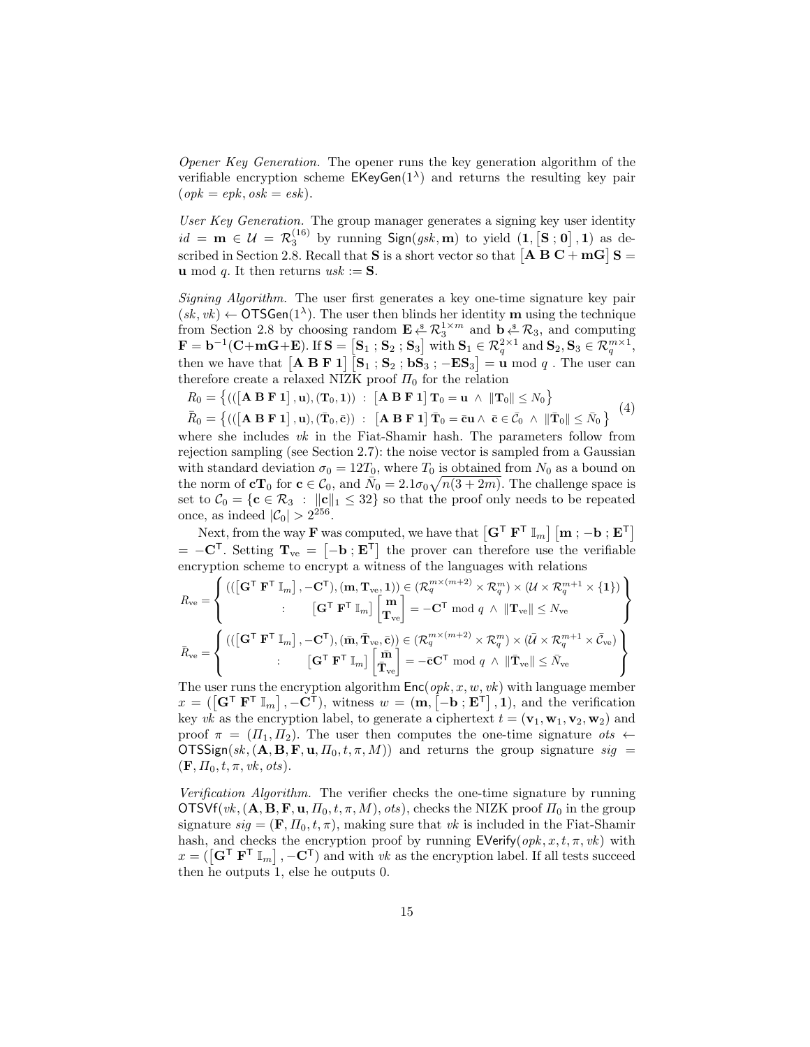*Opener Key Generation.* The opener runs the key generation algorithm of the verifiable encryption scheme $\mathsf{EKeyGen}(1^\lambda)$ and returns the resulting key pair $(opk = epk, osk = esk)$.

*User Key Generation.* The group manager generates a signing key user identity $id = \mathbf{m} \in \mathcal{U} = \mathcal{R}_3^{(16)}$ by running $\mathsf{Sign}(gsk, \mathbf{m})$ to yield $(\mathbf{1}, \begin{bmatrix}\mathbf{S} \; ; \; \mathbf{0}\end{bmatrix}, \mathbf{1})$ as described in Section 2.8. Recall that $\mathbf{S}$ is a short vector so that $\begin{bmatrix}\mathbf{A}\ \mathbf{B}\ \mathbf{C} + \mathbf{m}\mathbf{G}\end{bmatrix}\mathbf{S} = \mathbf{u} \bmod q$. It then returns $usk := \mathbf{S}$.

*Signing Algorithm.* The user first generates a key one-time signature key pair $(sk, vk) \leftarrow \mathsf{OTSGen}(1^\lambda)$. The user then blinds her identity $\mathbf{m}$ using the technique from Section 2.8 by choosing random $\mathbf{E} \xleftarrow{\$} \mathcal{R}_3^{1\times m}$ and $\mathbf{b} \xleftarrow{\$} \mathcal{R}_3$, and computing $\mathbf{F} = \mathbf{b}^{-1}(\mathbf{C} + \mathbf{m}\mathbf{G} + \mathbf{E})$. If $\mathbf{S} = \begin{bmatrix}\mathbf{S}_1 \; ; \; \mathbf{S}_2 \; ; \; \mathbf{S}_3\end{bmatrix}$ with $\mathbf{S}_1 \in \mathcal{R}_q^{2\times 1}$ and $\mathbf{S}_2, \mathbf{S}_3 \in \mathcal{R}_q^{m\times 1}$, then we have that $\begin{bmatrix}\mathbf{A}\ \mathbf{B}\ \mathbf{F}\ \mathbf{1}\end{bmatrix}\begin{bmatrix}\mathbf{S}_1 \; ; \; \mathbf{S}_2 \; ; \; \mathbf{b}\mathbf{S}_3 \; ; \; -\mathbf{E}\mathbf{S}_3\end{bmatrix} = \mathbf{u} \bmod q$ . The user can therefore create a relaxed NIZK proof $\Pi_0$ for the relation

$$
\begin{aligned}
R_0 &= \left\{ ((\begin{bmatrix}\mathbf{A}\ \mathbf{B}\ \mathbf{F}\ \mathbf{1}\end{bmatrix}, \mathbf{u}), (\mathbf{T}_0, \mathbf{1})) \;:\; \begin{bmatrix}\mathbf{A}\ \mathbf{B}\ \mathbf{F}\ \mathbf{1}\end{bmatrix}\mathbf{T}_0 = \mathbf{u} \;\wedge\; \|\mathbf{T}_0\| \leq N_0 \right\} \\
\bar{R}_0 &= \left\{ ((\begin{bmatrix}\mathbf{A}\ \mathbf{B}\ \mathbf{F}\ \mathbf{1}\end{bmatrix}, \mathbf{u}), (\bar{\mathbf{T}}_0, \bar{\mathbf{c}})) \;:\; \begin{bmatrix}\mathbf{A}\ \mathbf{B}\ \mathbf{F}\ \mathbf{1}\end{bmatrix}\bar{\mathbf{T}}_0 = \bar{\mathbf{c}}\mathbf{u} \wedge \bar{\mathbf{c}} \in \bar{\mathcal{C}}_0 \;\wedge\; \|\bar{\mathbf{T}}_0\| \leq \bar{N}_0 \right\}
\end{aligned}
\tag{4}
$$

where she includes $vk$ in the Fiat-Shamir hash. The parameters follow from rejection sampling (see Section 2.7): the noise vector is sampled from a Gaussian with standard deviation $\sigma_0 = 12T_0$, where $T_0$ is obtained from $N_0$ as a bound on the norm of $\mathbf{c}\mathbf{T}_0$ for $\mathbf{c} \in \mathcal{C}_0$, and $\bar{N}_0 = 2.1\sigma_0\sqrt{n(3+2m)}$. The challenge space is set to $\mathcal{C}_0 = \{\mathbf{c} \in \mathcal{R}_3 \;:\; \|\mathbf{c}\|_1 \leq 32\}$ so that the proof only needs to be repeated once, as indeed $|\mathcal{C}_0| > 2^{256}$.

Next, from the way $\mathbf{F}$ was computed, we have that $\begin{bmatrix}\mathbf{G}^\mathsf{T}\ \mathbf{F}^\mathsf{T}\ \mathbb{I}_m\end{bmatrix}\begin{bmatrix}\mathbf{m} \; ; \; -\mathbf{b} \; ; \; \mathbf{E}^\mathsf{T}\end{bmatrix} = -\mathbf{C}^\mathsf{T}$. Setting $\mathbf{T}_{\text{ve}} = \begin{bmatrix}-\mathbf{b} \; ; \; \mathbf{E}^\mathsf{T}\end{bmatrix}$ the prover can therefore use the verifiable encryption scheme to encrypt a witness of the languages with relations

$$
R_{\text{ve}} = \left\{ \begin{array}{c} ((\begin{bmatrix}\mathbf{G}^\mathsf{T}\ \mathbf{F}^\mathsf{T}\ \mathbb{I}_m\end{bmatrix}, -\mathbf{C}^\mathsf{T}), (\mathbf{m}, \mathbf{T}_{\text{ve}}, \mathbf{1})) \in (\mathcal{R}_q^{m\times(m+2)} \times \mathcal{R}_q^m) \times (\mathcal{U} \times \mathcal{R}_q^{m+1} \times \{\mathbf{1}\}) \\ : \quad \begin{bmatrix}\mathbf{G}^\mathsf{T}\ \mathbf{F}^\mathsf{T}\ \mathbb{I}_m\end{bmatrix}\begin{bmatrix}\mathbf{m} \\ \mathbf{T}_{\text{ve}}\end{bmatrix} = -\mathbf{C}^\mathsf{T} \bmod q \;\wedge\; \|\mathbf{T}_{\text{ve}}\| \leq N_{\text{ve}} \end{array} \right\}
$$

$$
\bar{R}_{\text{ve}} = \left\{ \begin{array}{c} ((\begin{bmatrix}\mathbf{G}^\mathsf{T}\ \mathbf{F}^\mathsf{T}\ \mathbb{I}_m\end{bmatrix}, -\mathbf{C}^\mathsf{T}), (\bar{\mathbf{m}}, \bar{\mathbf{T}}_{\text{ve}}, \bar{\mathbf{c}})) \in (\mathcal{R}_q^{m\times(m+2)} \times \mathcal{R}_q^m) \times (\bar{\mathcal{U}} \times \mathcal{R}_q^{m+1} \times \bar{\mathcal{C}}_{\text{ve}}) \\ : \quad \begin{bmatrix}\mathbf{G}^\mathsf{T}\ \mathbf{F}^\mathsf{T}\ \mathbb{I}_m\end{bmatrix}\begin{bmatrix}\bar{\mathbf{m}} \\ \bar{\mathbf{T}}_{\text{ve}}\end{bmatrix} = -\bar{\mathbf{c}}\mathbf{C}^\mathsf{T} \bmod q \;\wedge\; \|\bar{\mathbf{T}}_{\text{ve}}\| \leq \bar{N}_{\text{ve}} \end{array} \right\}
$$

The user runs the encryption algorithm $\mathsf{Enc}(opk, x, w, vk)$ with language member $x = (\begin{bmatrix}\mathbf{G}^\mathsf{T}\ \mathbf{F}^\mathsf{T}\ \mathbb{I}_m\end{bmatrix}, -\mathbf{C}^\mathsf{T})$, witness $w = (\mathbf{m}, \begin{bmatrix}-\mathbf{b} \; ; \; \mathbf{E}^\mathsf{T}\end{bmatrix}, \mathbf{1})$, and the verification key $vk$ as the encryption label, to generate a ciphertext $t = (\mathbf{v}_1, \mathbf{w}_1, \mathbf{v}_2, \mathbf{w}_2)$ and proof $\pi = (\Pi_1, \Pi_2)$. The user then computes the one-time signature $ots \leftarrow \mathsf{OTSSign}(sk, (\mathbf{A}, \mathbf{B}, \mathbf{F}, \mathbf{u}, \Pi_0, t, \pi, M))$ and returns the group signature $sig = (\mathbf{F}, \Pi_0, t, \pi, vk, ots)$.

*Verification Algorithm.* The verifier checks the one-time signature by running $\mathsf{OTSVf}(vk, (\mathbf{A}, \mathbf{B}, \mathbf{F}, \mathbf{u}, \Pi_0, t, \pi, M), ots)$, checks the NIZK proof $\Pi_0$ in the group signature $sig = (\mathbf{F}, \Pi_0, t, \pi)$, making sure that $vk$ is included in the Fiat-Shamir hash, and checks the encryption proof by running $\mathsf{EVerify}(opk, x, t, \pi, vk)$ with $x = (\begin{bmatrix}\mathbf{G}^\mathsf{T}\ \mathbf{F}^\mathsf{T}\ \mathbb{I}_m\end{bmatrix}, -\mathbf{C}^\mathsf{T})$ and with $vk$ as the encryption label. If all tests succeed then he outputs 1, else he outputs 0.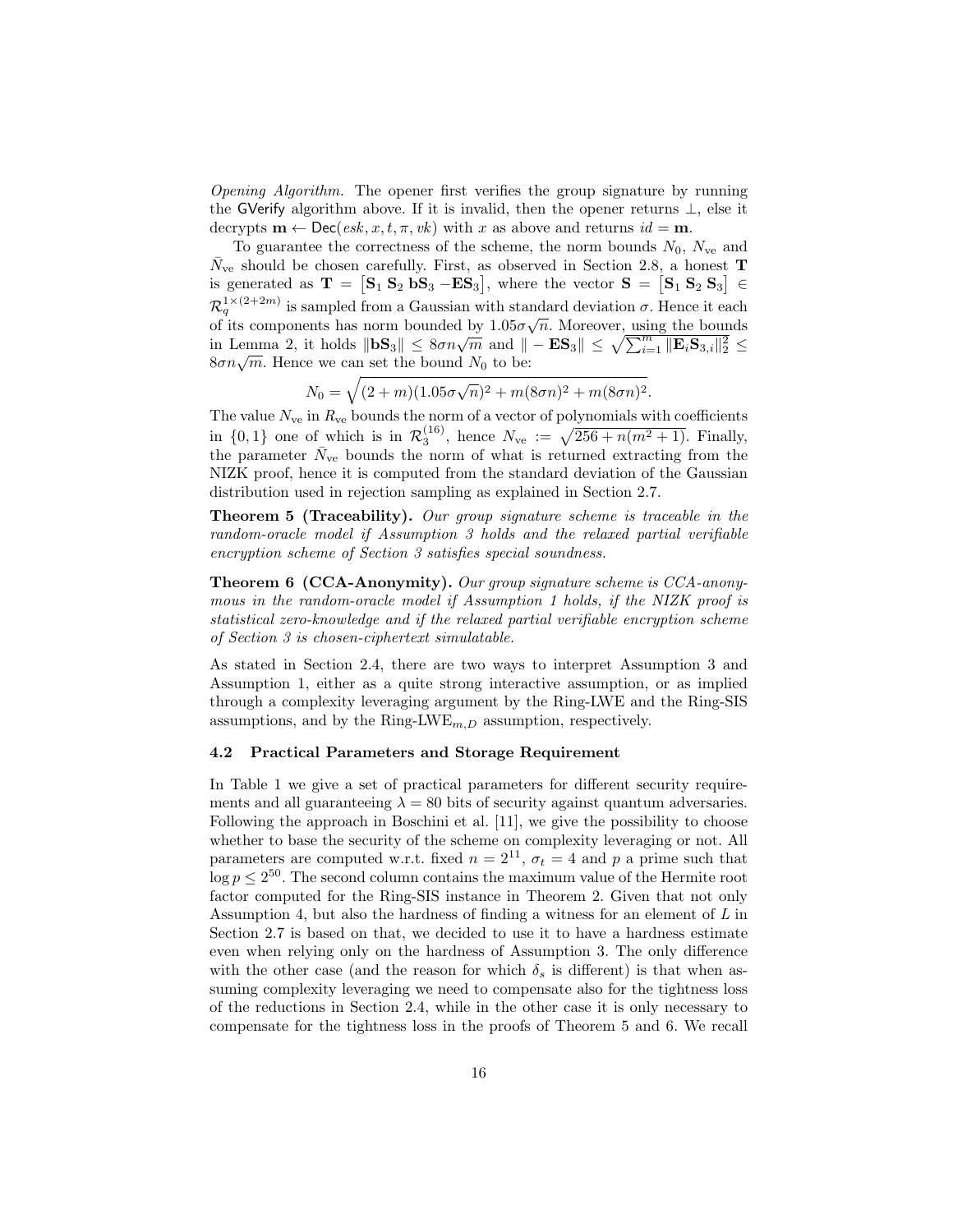*Opening Algorithm.* The opener first verifies the group signature by running the $\mathsf{GVerify}$ algorithm above. If it is invalid, then the opener returns $\perp$, else it decrypts $\mathbf{m} \leftarrow \mathsf{Dec}(esk, x, t, \pi, vk)$ with $x$ as above and returns $id = \mathbf{m}$.

To guarantee the correctness of the scheme, the norm bounds $N_0$, $N_{\text{ve}}$ and $\bar{N}_{\text{ve}}$ should be chosen carefully. First, as observed in Section 2.8, a honest $\mathbf{T}$ is generated as $\mathbf{T} = \begin{bmatrix}\mathbf{S}_1 \ \mathbf{S}_2 \ \mathbf{b}\mathbf{S}_3 \ -\mathbf{E}\mathbf{S}_3\end{bmatrix}$, where the vector $\mathbf{S} = \begin{bmatrix}\mathbf{S}_1 \ \mathbf{S}_2 \ \mathbf{S}_3\end{bmatrix} \in \mathcal{R}_q^{1\times(2+2m)}$ is sampled from a Gaussian with standard deviation $\sigma$. Hence it each of its components has norm bounded by $1.05\sigma\sqrt{n}$. Moreover, using the bounds in Lemma 2, it holds $\|\mathbf{b}\mathbf{S}_3\| \leq 8\sigma n\sqrt{m}$ and $\| -\mathbf{E}\mathbf{S}_3\| \leq \sqrt{\sum_{i=1}^{m} \|\mathbf{E}_i\mathbf{S}_{3,i}\|_2^2} \leq 8\sigma n\sqrt{m}$. Hence we can set the bound $N_0$ to be:

$$N_0 = \sqrt{(2+m)(1.05\sigma\sqrt{n})^2 + m(8\sigma n)^2 + m(8\sigma n)^2}.$$

The value $N_{\text{ve}}$ in $R_{\text{ve}}$ bounds the norm of a vector of polynomials with coefficients in $\{0,1\}$ one of which is in $\mathcal{R}_3^{(16)}$, hence $N_{\text{ve}} := \sqrt{256 + n(m^2+1)}$. Finally, the parameter $\bar{N}_{\text{ve}}$ bounds the norm of what is returned extracting from the NIZK proof, hence it is computed from the standard deviation of the Gaussian distribution used in rejection sampling as explained in Section 2.7.

**Theorem 5 (Traceability).** *Our group signature scheme is traceable in the random-oracle model if Assumption 3 holds and the relaxed partial verifiable encryption scheme of Section 3 satisfies special soundness.*

**Theorem 6 (CCA-Anonymity).** *Our group signature scheme is CCA-anonymous in the random-oracle model if Assumption 1 holds, if the NIZK proof is statistical zero-knowledge and if the relaxed partial verifiable encryption scheme of Section 3 is chosen-ciphertext simulatable.*

As stated in Section 2.4, there are two ways to interpret Assumption 3 and Assumption 1, either as a quite strong interactive assumption, or as implied through a complexity leveraging argument by the Ring-LWE and the Ring-SIS assumptions, and by the Ring-LWE$_{m,D}$ assumption, respectively.

### 4.2 Practical Parameters and Storage Requirement

In Table 1 we give a set of practical parameters for different security requirements and all guaranteeing $\lambda = 80$ bits of security against quantum adversaries. Following the approach in Boschini et al. [11], we give the possibility to choose whether to base the security of the scheme on complexity leveraging or not. All parameters are computed w.r.t. fixed $n = 2^{11}$, $\sigma_t = 4$ and $p$ a prime such that $\log p \leq 2^{50}$. The second column contains the maximum value of the Hermite root factor computed for the Ring-SIS instance in Theorem 2. Given that not only Assumption 4, but also the hardness of finding a witness for an element of $L$ in Section 2.7 is based on that, we decided to use it to have a hardness estimate even when relying only on the hardness of Assumption 3. The only difference with the other case (and the reason for which $\delta_s$ is different) is that when assuming complexity leveraging we need to compensate also for the tightness loss of the reductions in Section 2.4, while in the other case it is only necessary to compensate for the tightness loss in the proofs of Theorem 5 and 6. We recall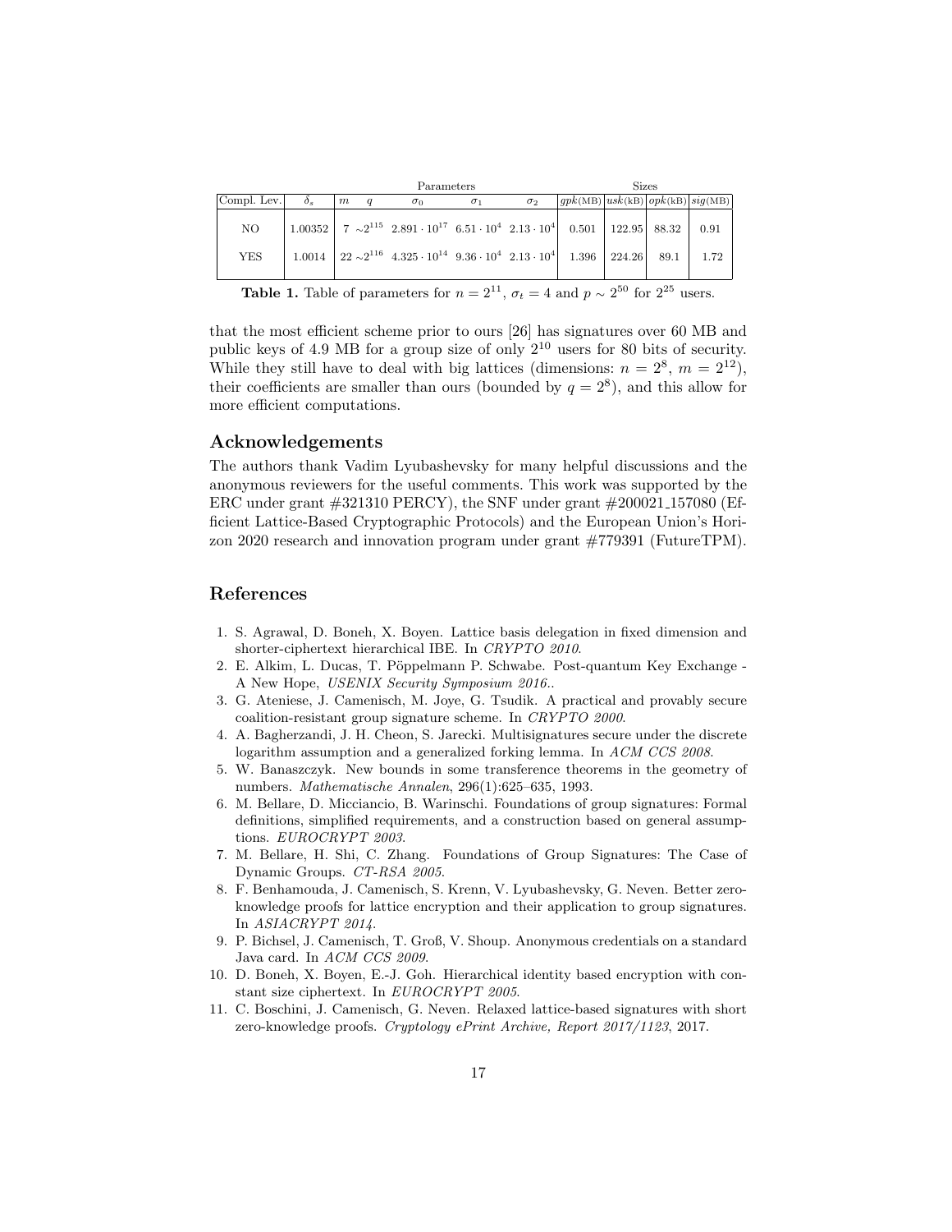| | Parameters | | | | | | Sizes | | | |
|---|---|---|---|---|---|---|---|---|---|---|
| Compl. Lev. | $\delta_s$ | $m$ | $q$ | $\sigma_0$ | $\sigma_1$ | $\sigma_2$ | $gpk$(MB) | $usk$(kB) | $opk$(kB) | $sig$(MB) |
| NO | 1.00352 | 7 | $\sim 2^{115}$ | $2.891 \cdot 10^{17}$ | $6.51 \cdot 10^4$ | $2.13 \cdot 10^4$ | 0.501 | 122.95 | 88.32 | 0.91 |
| YES | 1.0014 | 22 | $\sim 2^{116}$ | $4.325 \cdot 10^{14}$ | $9.36 \cdot 10^4$ | $2.13 \cdot 10^4$ | 1.396 | 224.26 | 89.1 | 1.72 |

**Table 1.** Table of parameters for $n = 2^{11}$, $\sigma_t = 4$ and $p \sim 2^{50}$ for $2^{25}$ users.

that the most efficient scheme prior to ours [26] has signatures over 60 MB and public keys of 4.9 MB for a group size of only $2^{10}$ users for 80 bits of security. While they still have to deal with big lattices (dimensions: $n = 2^8$, $m = 2^{12}$), their coefficients are smaller than ours (bounded by $q = 2^8$), and this allow for more efficient computations.

## Acknowledgements

The authors thank Vadim Lyubashevsky for many helpful discussions and the anonymous reviewers for the useful comments. This work was supported by the ERC under grant #321310 PERCY), the SNF under grant #200021_157080 (Efficient Lattice-Based Cryptographic Protocols) and the European Union's Horizon 2020 research and innovation program under grant #779391 (FutureTPM).

## References

1. S. Agrawal, D. Boneh, X. Boyen. Lattice basis delegation in fixed dimension and shorter-ciphertext hierarchical IBE. In *CRYPTO 2010*.
2. E. Alkim, L. Ducas, T. Pöppelmann P. Schwabe. Post-quantum Key Exchange - A New Hope, *USENIX Security Symposium 2016.*.
3. G. Ateniese, J. Camenisch, M. Joye, G. Tsudik. A practical and provably secure coalition-resistant group signature scheme. In *CRYPTO 2000*.
4. A. Bagherzandi, J. H. Cheon, S. Jarecki. Multisignatures secure under the discrete logarithm assumption and a generalized forking lemma. In *ACM CCS 2008*.
5. W. Banaszczyk. New bounds in some transference theorems in the geometry of numbers. *Mathematische Annalen*, 296(1):625–635, 1993.
6. M. Bellare, D. Micciancio, B. Warinschi. Foundations of group signatures: Formal definitions, simplified requirements, and a construction based on general assumptions. *EUROCRYPT 2003*.
7. M. Bellare, H. Shi, C. Zhang. Foundations of Group Signatures: The Case of Dynamic Groups. *CT-RSA 2005*.
8. F. Benhamouda, J. Camenisch, S. Krenn, V. Lyubashevsky, G. Neven. Better zero-knowledge proofs for lattice encryption and their application to group signatures. In *ASIACRYPT 2014*.
9. P. Bichsel, J. Camenisch, T. Groß, V. Shoup. Anonymous credentials on a standard Java card. In *ACM CCS 2009.*
10. D. Boneh, X. Boyen, E.-J. Goh. Hierarchical identity based encryption with constant size ciphertext. In *EUROCRYPT 2005*.
11. C. Boschini, J. Camenisch, G. Neven. Relaxed lattice-based signatures with short zero-knowledge proofs. *Cryptology ePrint Archive, Report 2017/1123*, 2017.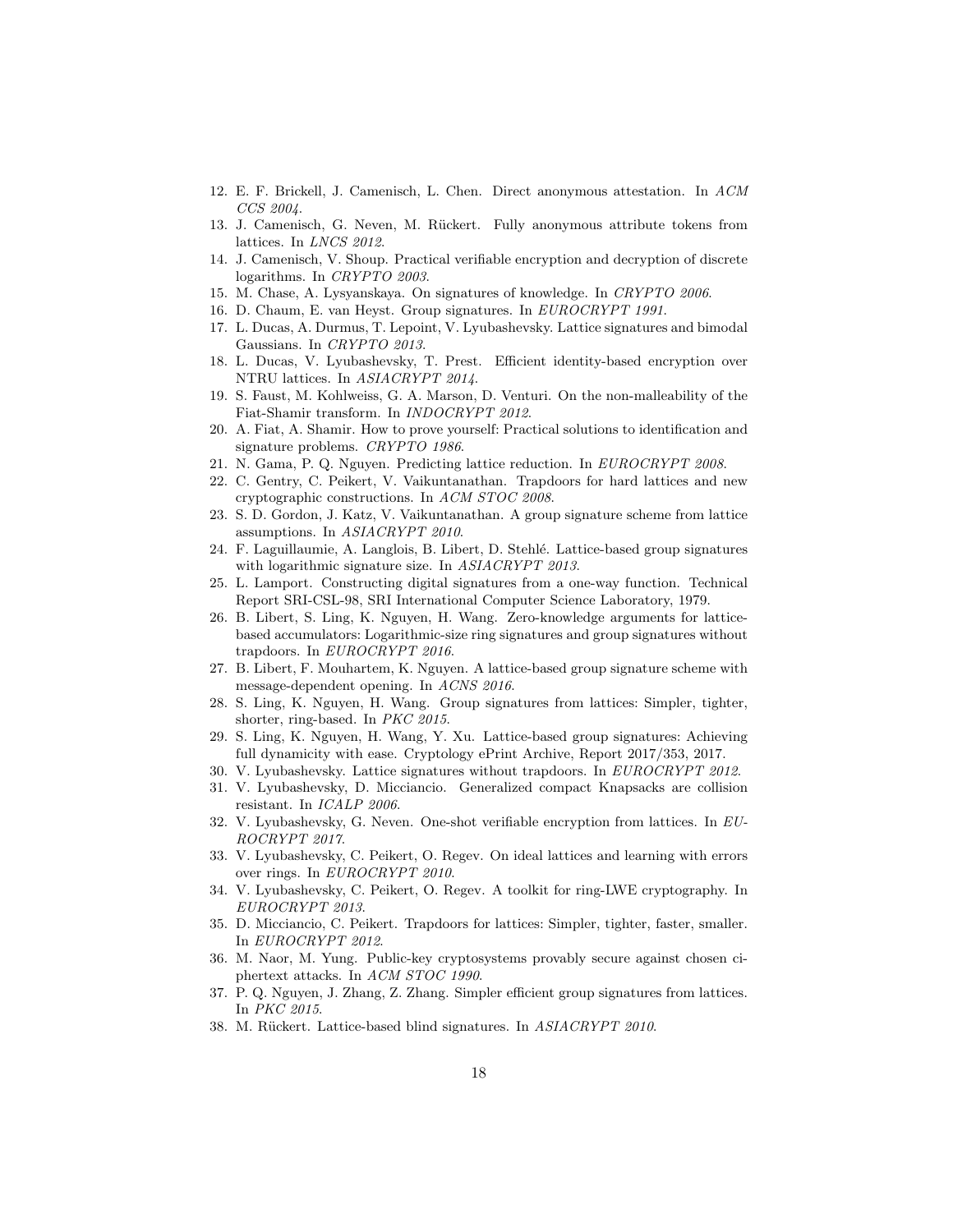12. E. F. Brickell, J. Camenisch, L. Chen. Direct anonymous attestation. In *ACM CCS 2004*.
13. J. Camenisch, G. Neven, M. Rückert. Fully anonymous attribute tokens from lattices. In *LNCS 2012*.
14. J. Camenisch, V. Shoup. Practical verifiable encryption and decryption of discrete logarithms. In *CRYPTO 2003*.
15. M. Chase, A. Lysyanskaya. On signatures of knowledge. In *CRYPTO 2006*.
16. D. Chaum, E. van Heyst. Group signatures. In *EUROCRYPT 1991*.
17. L. Ducas, A. Durmus, T. Lepoint, V. Lyubashevsky. Lattice signatures and bimodal Gaussians. In *CRYPTO 2013*.
18. L. Ducas, V. Lyubashevsky, T. Prest. Efficient identity-based encryption over NTRU lattices. In *ASIACRYPT 2014*.
19. S. Faust, M. Kohlweiss, G. A. Marson, D. Venturi. On the non-malleability of the Fiat-Shamir transform. In *INDOCRYPT 2012*.
20. A. Fiat, A. Shamir. How to prove yourself: Practical solutions to identification and signature problems. *CRYPTO 1986*.
21. N. Gama, P. Q. Nguyen. Predicting lattice reduction. In *EUROCRYPT 2008*.
22. C. Gentry, C. Peikert, V. Vaikuntanathan. Trapdoors for hard lattices and new cryptographic constructions. In *ACM STOC 2008*.
23. S. D. Gordon, J. Katz, V. Vaikuntanathan. A group signature scheme from lattice assumptions. In *ASIACRYPT 2010*.
24. F. Laguillaumie, A. Langlois, B. Libert, D. Stehlé. Lattice-based group signatures with logarithmic signature size. In *ASIACRYPT 2013*.
25. L. Lamport. Constructing digital signatures from a one-way function. Technical Report SRI-CSL-98, SRI International Computer Science Laboratory, 1979.
26. B. Libert, S. Ling, K. Nguyen, H. Wang. Zero-knowledge arguments for lattice-based accumulators: Logarithmic-size ring signatures and group signatures without trapdoors. In *EUROCRYPT 2016*.
27. B. Libert, F. Mouhartem, K. Nguyen. A lattice-based group signature scheme with message-dependent opening. In *ACNS 2016*.
28. S. Ling, K. Nguyen, H. Wang. Group signatures from lattices: Simpler, tighter, shorter, ring-based. In *PKC 2015*.
29. S. Ling, K. Nguyen, H. Wang, Y. Xu. Lattice-based group signatures: Achieving full dynamicity with ease. Cryptology ePrint Archive, Report 2017/353, 2017.
30. V. Lyubashevsky. Lattice signatures without trapdoors. In *EUROCRYPT 2012*.
31. V. Lyubashevsky, D. Micciancio. Generalized compact Knapsacks are collision resistant. In *ICALP 2006*.
32. V. Lyubashevsky, G. Neven. One-shot verifiable encryption from lattices. In *EUROCRYPT 2017*.
33. V. Lyubashevsky, C. Peikert, O. Regev. On ideal lattices and learning with errors over rings. In *EUROCRYPT 2010*.
34. V. Lyubashevsky, C. Peikert, O. Regev. A toolkit for ring-LWE cryptography. In *EUROCRYPT 2013*.
35. D. Micciancio, C. Peikert. Trapdoors for lattices: Simpler, tighter, faster, smaller. In *EUROCRYPT 2012*.
36. M. Naor, M. Yung. Public-key cryptosystems provably secure against chosen ciphertext attacks. In *ACM STOC 1990*.
37. P. Q. Nguyen, J. Zhang, Z. Zhang. Simpler efficient group signatures from lattices. In *PKC 2015*.
38. M. Rückert. Lattice-based blind signatures. In *ASIACRYPT 2010*.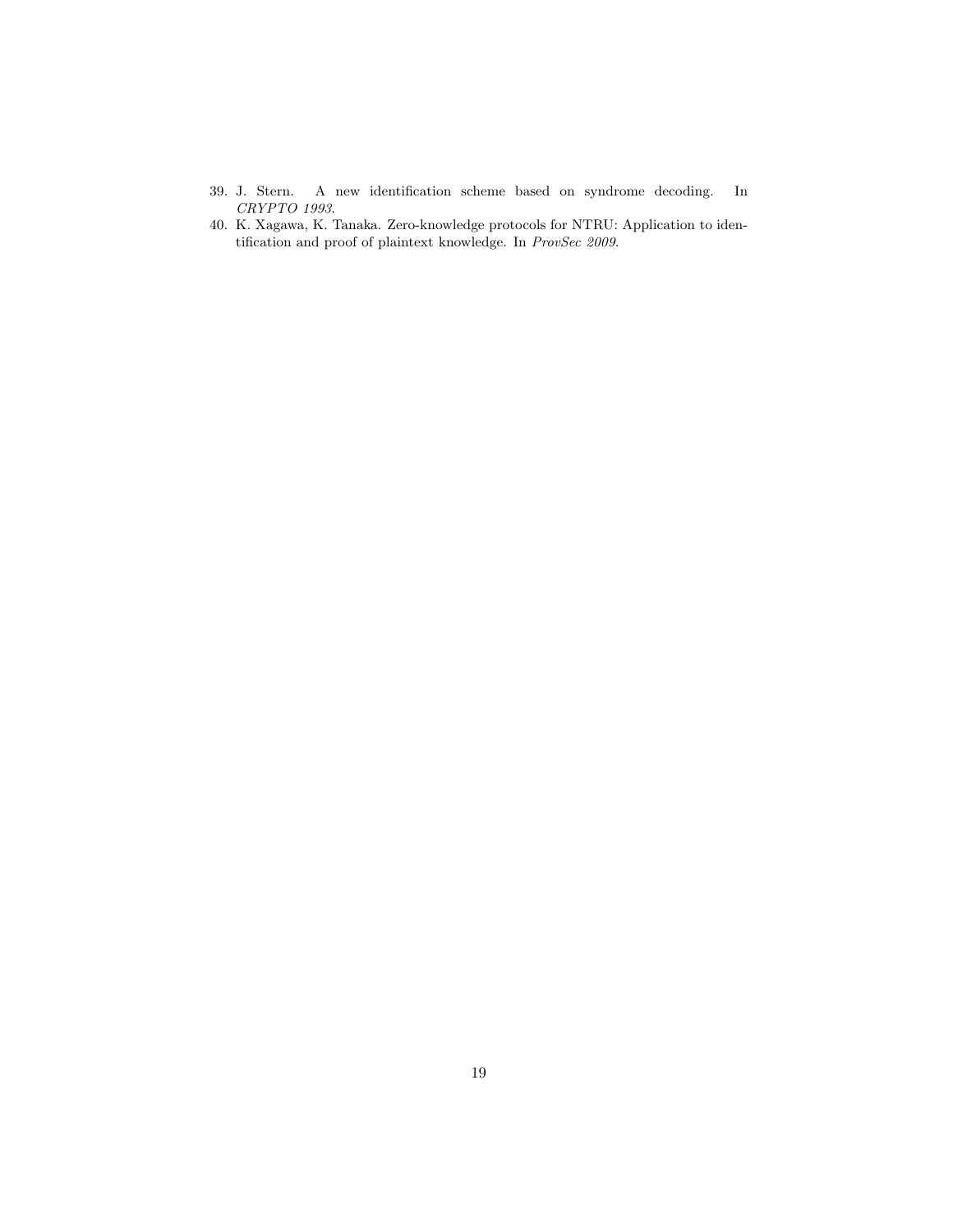39. J. Stern. A new identification scheme based on syndrome decoding. In *CRYPTO 1993*.
40. K. Xagawa, K. Tanaka. Zero-knowledge protocols for NTRU: Application to identification and proof of plaintext knowledge. In *ProvSec 2009*.